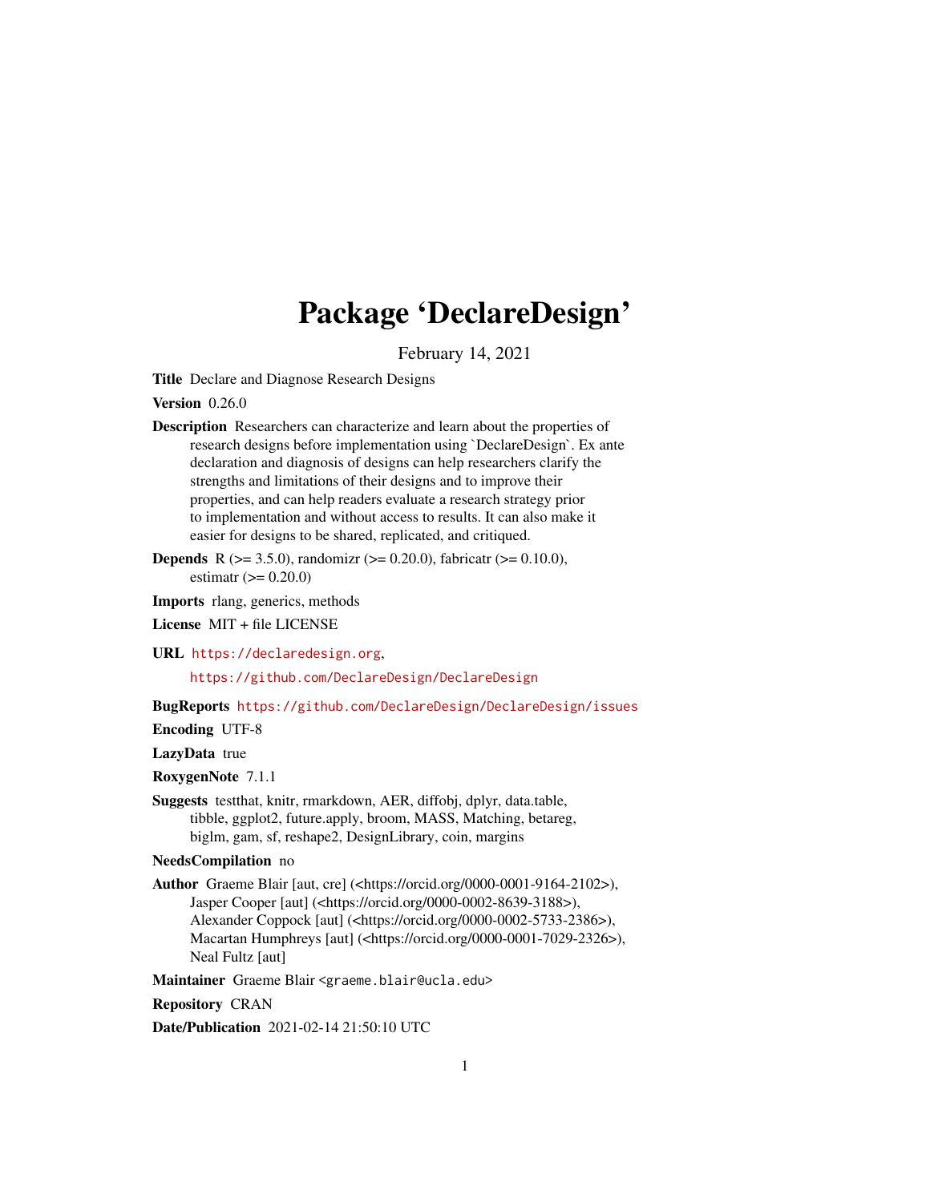# Package 'DeclareDesign'

February 14, 2021

**Title** Declare and Diagnose Research Designs

**Version** 0.26.0

**Description** Researchers can characterize and learn about the properties of research designs before implementation using `DeclareDesign`. Ex ante declaration and diagnosis of designs can help researchers clarify the strengths and limitations of their designs and to improve their properties, and can help readers evaluate a research strategy prior to implementation and without access to results. It can also make it easier for designs to be shared, replicated, and critiqued.

**Depends** R (>= 3.5.0), randomizr (>= 0.20.0), fabricatr (>= 0.10.0), estimatr (>= 0.20.0)

**Imports** rlang, generics, methods

**License** MIT + file LICENSE

**URL** https://declaredesign.org,

https://github.com/DeclareDesign/DeclareDesign

**BugReports** https://github.com/DeclareDesign/DeclareDesign/issues

**Encoding** UTF-8

**LazyData** true

**RoxygenNote** 7.1.1

**Suggests** testthat, knitr, rmarkdown, AER, diffobj, dplyr, data.table, tibble, ggplot2, future.apply, broom, MASS, Matching, betareg, biglm, gam, sf, reshape2, DesignLibrary, coin, margins

**NeedsCompilation** no

**Author** Graeme Blair [aut, cre] (<https://orcid.org/0000-0001-9164-2102>), Jasper Cooper [aut] (<https://orcid.org/0000-0002-8639-3188>), Alexander Coppock [aut] (<https://orcid.org/0000-0002-5733-2386>), Macartan Humphreys [aut] (<https://orcid.org/0000-0001-7029-2326>), Neal Fultz [aut]

**Maintainer** Graeme Blair <graeme.blair@ucla.edu>

**Repository** CRAN

**Date/Publication** 2021-02-14 21:50:10 UTC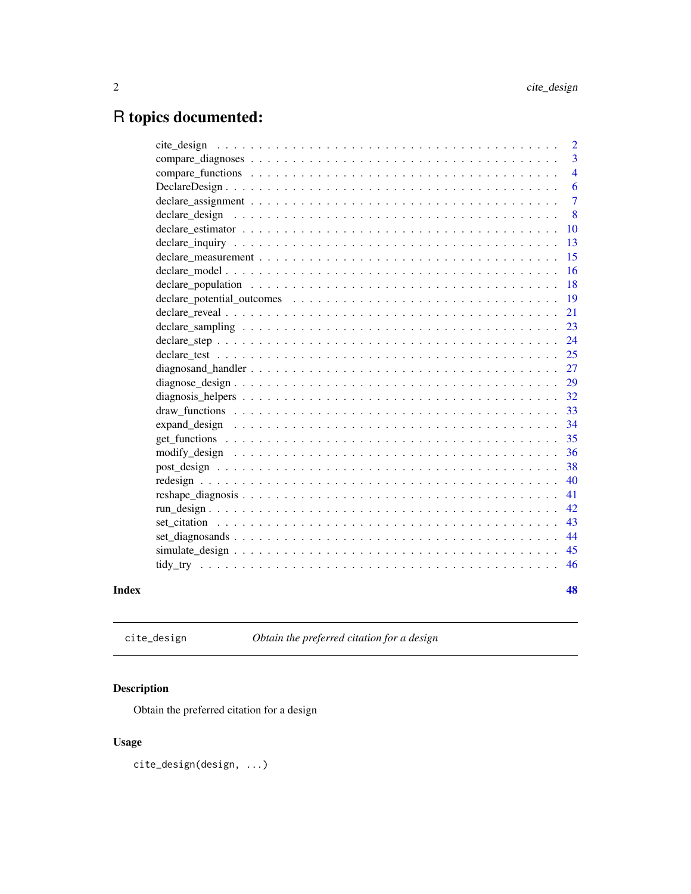# R topics documented:

| | |
|---|---|
| cite_design | 2 |
| compare_diagnoses | 3 |
| compare_functions | 4 |
| DeclareDesign | 6 |
| declare_assignment | 7 |
| declare_design | 8 |
| declare_estimator | 10 |
| declare_inquiry | 13 |
| declare_measurement | 15 |
| declare_model | 16 |
| declare_population | 18 |
| declare_potential_outcomes | 19 |
| declare_reveal | 21 |
| declare_sampling | 23 |
| declare_step | 24 |
| declare_test | 25 |
| diagnosand_handler | 27 |
| diagnose_design | 29 |
| diagnosis_helpers | 32 |
| draw_functions | 33 |
| expand_design | 34 |
| get_functions | 35 |
| modify_design | 36 |
| post_design | 38 |
| redesign | 40 |
| reshape_diagnosis | 41 |
| run_design | 42 |
| set_citation | 43 |
| set_diagnosands | 44 |
| simulate_design | 45 |
| tidy_try | 46 |

**Index** **48**

---

`cite_design` *Obtain the preferred citation for a design*

---

## Description

Obtain the preferred citation for a design

## Usage

```
cite_design(design, ...)
```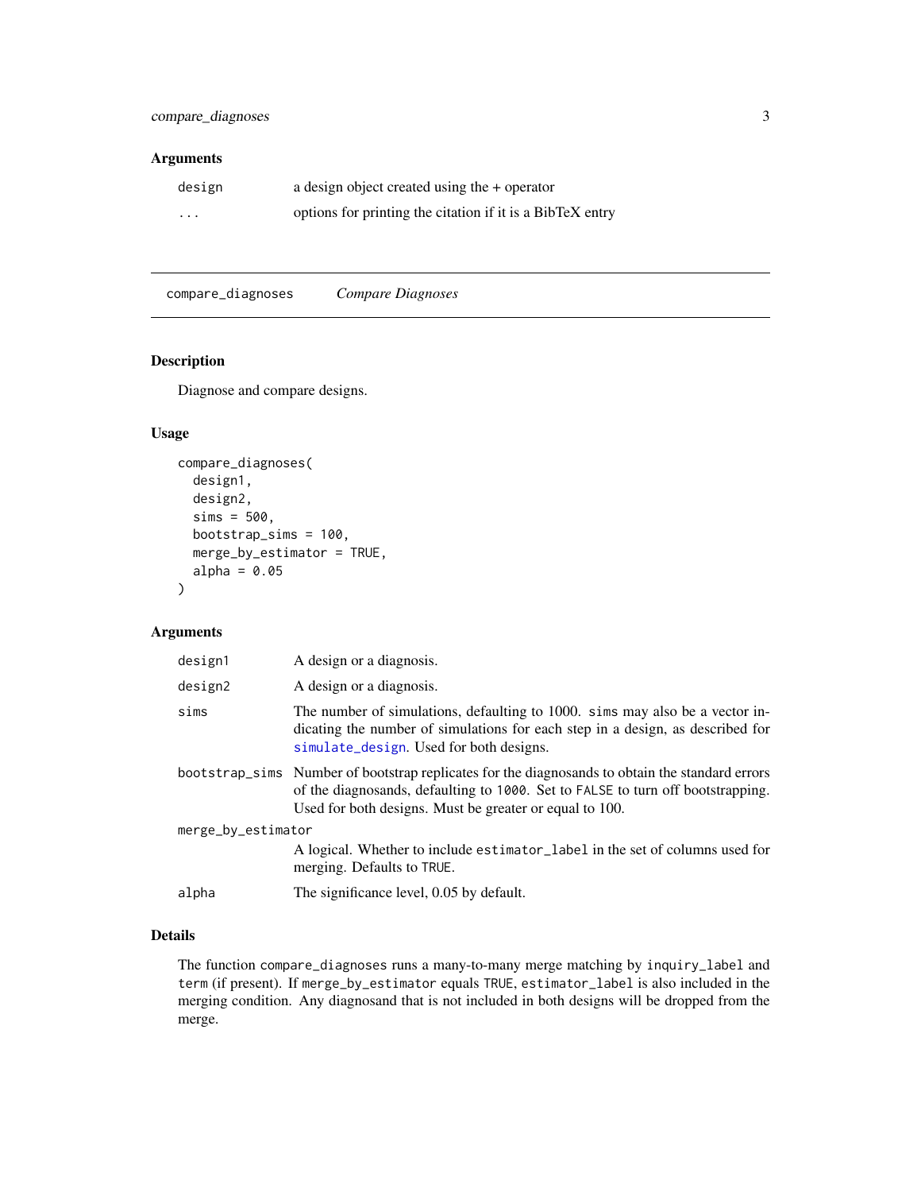## Arguments

| | |
|---|---|
| design | a design object created using the + operator |
| ... | options for printing the citation if it is a BibTeX entry |

---

# compare_diagnoses *Compare Diagnoses*

## Description

Diagnose and compare designs.

## Usage

```
compare_diagnoses(
  design1,
  design2,
  sims = 500,
  bootstrap_sims = 100,
  merge_by_estimator = TRUE,
  alpha = 0.05
)
```

## Arguments

| | |
|---|---|
| design1 | A design or a diagnosis. |
| design2 | A design or a diagnosis. |
| sims | The number of simulations, defaulting to 1000. `sims` may also be a vector indicating the number of simulations for each step in a design, as described for `simulate_design`. Used for both designs. |
| bootstrap_sims | Number of bootstrap replicates for the diagnosands to obtain the standard errors of the diagnosands, defaulting to `1000`. Set to `FALSE` to turn off bootstrapping. Used for both designs. Must be greater or equal to 100. |
| merge_by_estimator | A logical. Whether to include `estimator_label` in the set of columns used for merging. Defaults to `TRUE`. |
| alpha | The significance level, 0.05 by default. |

## Details

The function `compare_diagnoses` runs a many-to-many merge matching by `inquiry_label` and `term` (if present). If `merge_by_estimator` equals `TRUE`, `estimator_label` is also included in the merging condition. Any diagnosand that is not included in both designs will be dropped from the merge.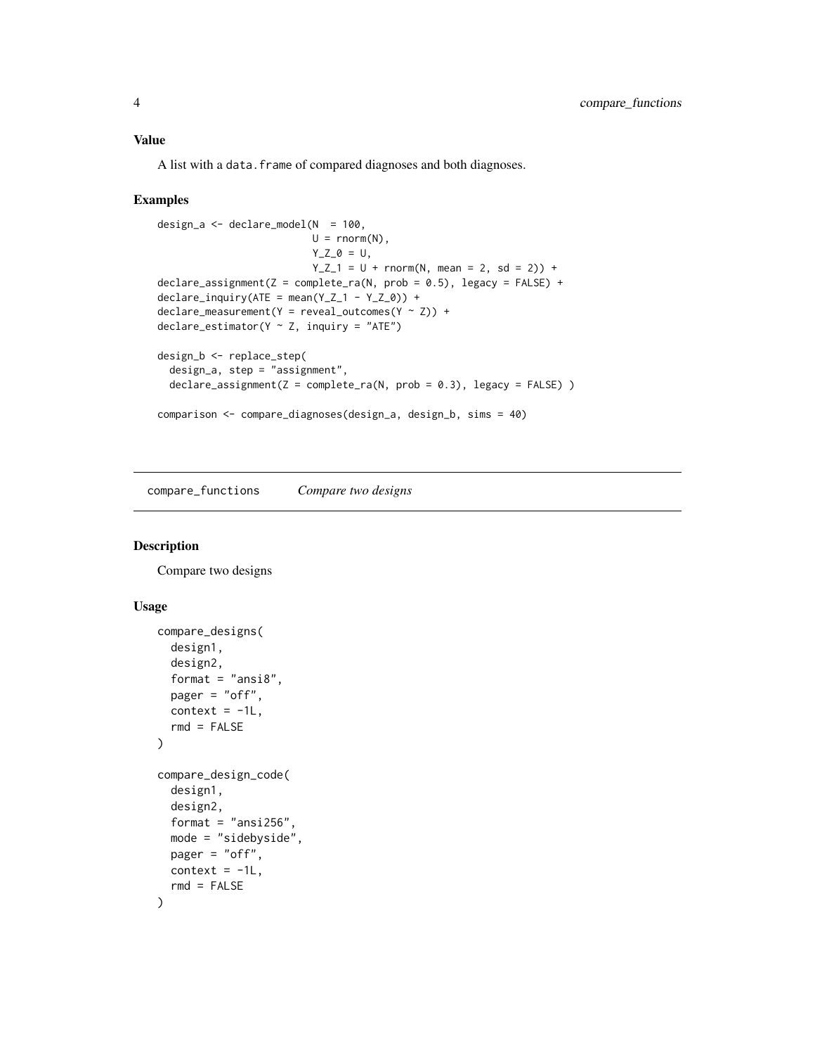### Value

A list with a `data.frame` of compared diagnoses and both diagnoses.

### Examples

```
design_a <- declare_model(N  = 100,
                          U = rnorm(N),
                          Y_Z_0 = U,
                          Y_Z_1 = U + rnorm(N, mean = 2, sd = 2)) +
declare_assignment(Z = complete_ra(N, prob = 0.5), legacy = FALSE) +
declare_inquiry(ATE = mean(Y_Z_1 - Y_Z_0)) +
declare_measurement(Y = reveal_outcomes(Y ~ Z)) +
declare_estimator(Y ~ Z, inquiry = "ATE")

design_b <- replace_step(
  design_a, step = "assignment",
  declare_assignment(Z = complete_ra(N, prob = 0.3), legacy = FALSE) )

comparison <- compare_diagnoses(design_a, design_b, sims = 40)
```

---

## compare_functions *Compare two designs*

### Description

Compare two designs

### Usage

```
compare_designs(
  design1,
  design2,
  format = "ansi8",
  pager = "off",
  context = -1L,
  rmd = FALSE
)

compare_design_code(
  design1,
  design2,
  format = "ansi256",
  mode = "sidebyside",
  pager = "off",
  context = -1L,
  rmd = FALSE
)
```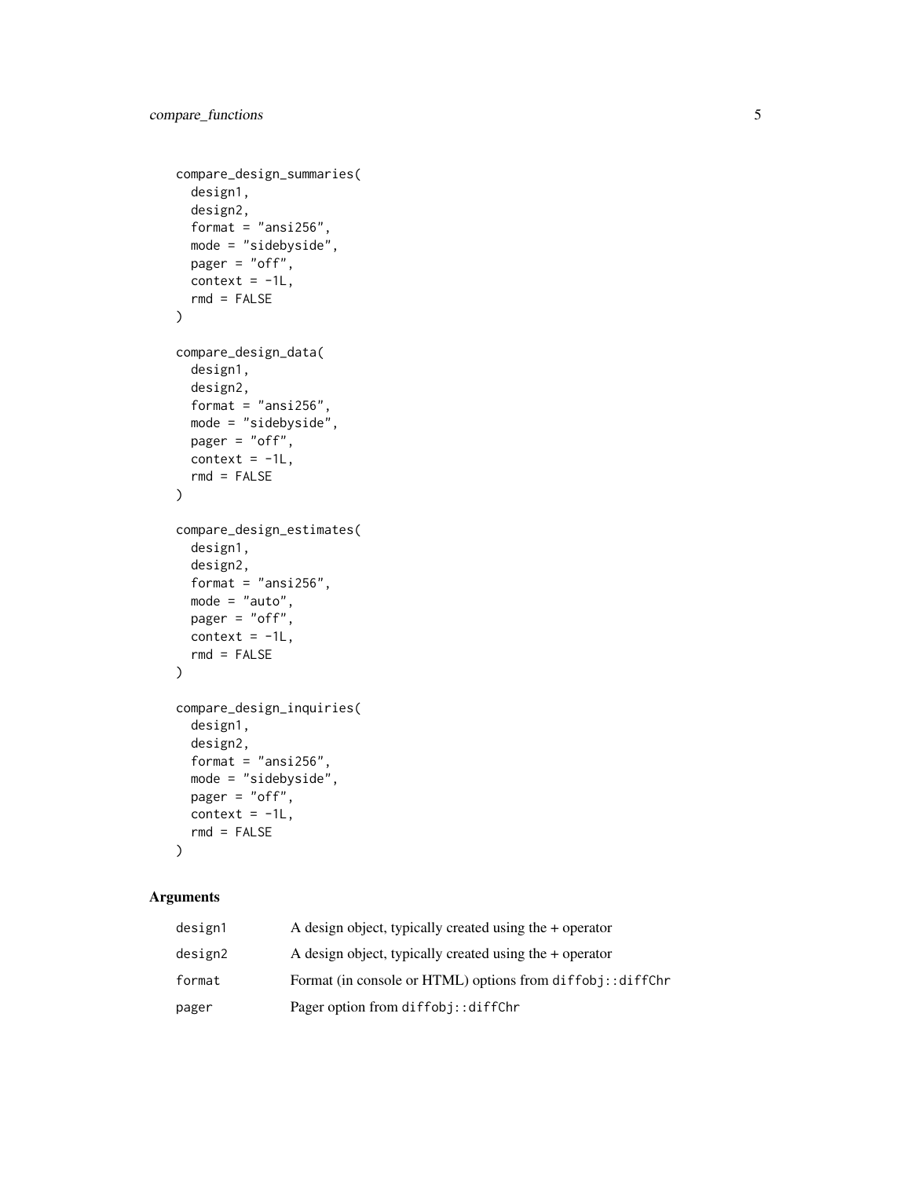```
compare_design_summaries(
  design1,
  design2,
  format = "ansi256",
  mode = "sidebyside",
  pager = "off",
  context = -1L,
  rmd = FALSE
)

compare_design_data(
  design1,
  design2,
  format = "ansi256",
  mode = "sidebyside",
  pager = "off",
  context = -1L,
  rmd = FALSE
)

compare_design_estimates(
  design1,
  design2,
  format = "ansi256",
  mode = "auto",
  pager = "off",
  context = -1L,
  rmd = FALSE
)

compare_design_inquiries(
  design1,
  design2,
  format = "ansi256",
  mode = "sidebyside",
  pager = "off",
  context = -1L,
  rmd = FALSE
)
```

## Arguments

| | |
|---|---|
| `design1` | A design object, typically created using the + operator |
| `design2` | A design object, typically created using the + operator |
| `format` | Format (in console or HTML) options from `diffobj::diffChr` |
| `pager` | Pager option from `diffobj::diffChr` |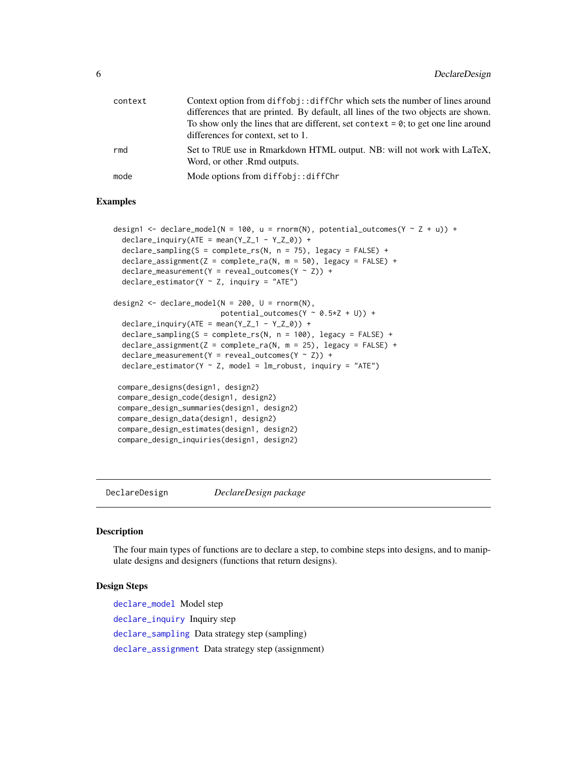| | |
|---|---|
| context | Context option from `diffobj::diffChr` which sets the number of lines around differences that are printed. By default, all lines of the two objects are shown. To show only the lines that are different, set `context = 0`; to get one line around differences for context, set to 1. |
| rmd | Set to `TRUE` use in Rmarkdown HTML output. NB: will not work with LaTeX, Word, or other .Rmd outputs. |
| mode | Mode options from `diffobj::diffChr` |

### Examples

```
design1 <- declare_model(N = 100, u = rnorm(N), potential_outcomes(Y ~ Z + u)) +
  declare_inquiry(ATE = mean(Y_Z_1 - Y_Z_0)) +
  declare_sampling(S = complete_rs(N, n = 75), legacy = FALSE) +
  declare_assignment(Z = complete_ra(N, m = 50), legacy = FALSE) +
  declare_measurement(Y = reveal_outcomes(Y ~ Z)) +
  declare_estimator(Y ~ Z, inquiry = "ATE")

design2 <- declare_model(N = 200, U = rnorm(N),
                         potential_outcomes(Y ~ 0.5*Z + U)) +
  declare_inquiry(ATE = mean(Y_Z_1 - Y_Z_0)) +
  declare_sampling(S = complete_rs(N, n = 100), legacy = FALSE) +
  declare_assignment(Z = complete_ra(N, m = 25), legacy = FALSE) +
  declare_measurement(Y = reveal_outcomes(Y ~ Z)) +
  declare_estimator(Y ~ Z, model = lm_robust, inquiry = "ATE")

 compare_designs(design1, design2)
 compare_design_code(design1, design2)
 compare_design_summaries(design1, design2)
 compare_design_data(design1, design2)
 compare_design_estimates(design1, design2)
 compare_design_inquiries(design1, design2)
```

---

## DeclareDesign *DeclareDesign package*

### Description

The four main types of functions are to declare a step, to combine steps into designs, and to manipulate designs and designers (functions that return designs).

### Design Steps

`declare_model` Model step

`declare_inquiry` Inquiry step

`declare_sampling` Data strategy step (sampling)

`declare_assignment` Data strategy step (assignment)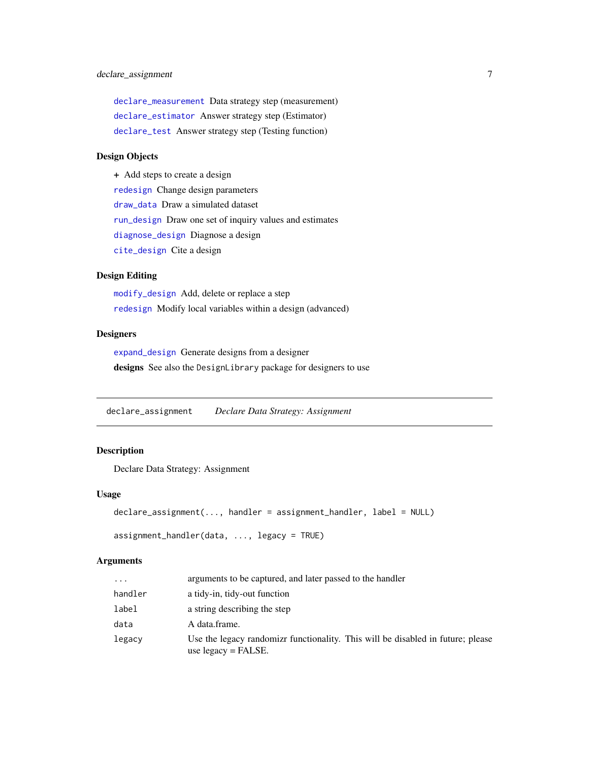`declare_measurement` Data strategy step (measurement)

`declare_estimator` Answer strategy step (Estimator)

`declare_test` Answer strategy step (Testing function)

### Design Objects

**+** Add steps to create a design

`redesign` Change design parameters

`draw_data` Draw a simulated dataset

`run_design` Draw one set of inquiry values and estimates

`diagnose_design` Diagnose a design

`cite_design` Cite a design

### Design Editing

`modify_design` Add, delete or replace a step

`redesign` Modify local variables within a design (advanced)

### Designers

`expand_design` Generate designs from a designer

**designs** See also the `DesignLibrary` package for designers to use

---

## declare_assignment — *Declare Data Strategy: Assignment*

---

### Description

Declare Data Strategy: Assignment

### Usage

```
declare_assignment(..., handler = assignment_handler, label = NULL)

assignment_handler(data, ..., legacy = TRUE)
```

### Arguments

| | |
|---|---|
| `...` | arguments to be captured, and later passed to the handler |
| `handler` | a tidy-in, tidy-out function |
| `label` | a string describing the step |
| `data` | A data.frame. |
| `legacy` | Use the legacy randomizr functionality. This will be disabled in future; please use legacy = FALSE. |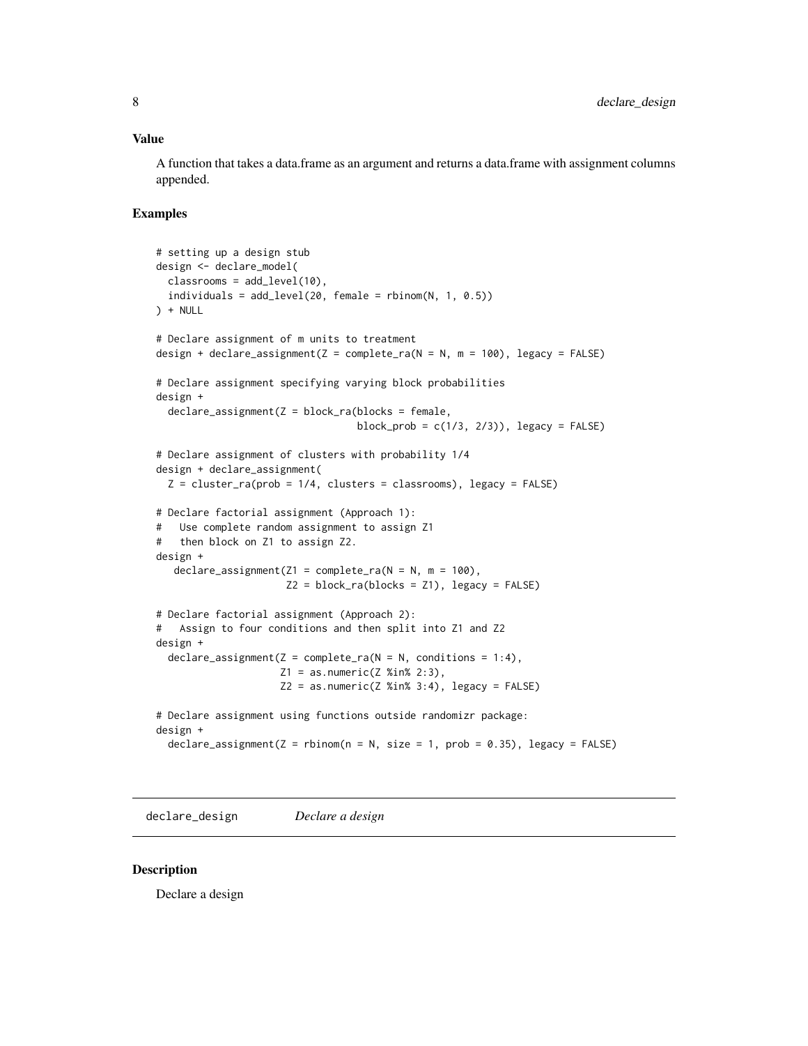## Value

A function that takes a data.frame as an argument and returns a data.frame with assignment columns appended.

## Examples

```
# setting up a design stub
design <- declare_model(
  classrooms = add_level(10),
  individuals = add_level(20, female = rbinom(N, 1, 0.5))
) + NULL

# Declare assignment of m units to treatment
design + declare_assignment(Z = complete_ra(N = N, m = 100), legacy = FALSE)

# Declare assignment specifying varying block probabilities
design +
  declare_assignment(Z = block_ra(blocks = female,
                                  block_prob = c(1/3, 2/3)), legacy = FALSE)

# Declare assignment of clusters with probability 1/4
design + declare_assignment(
  Z = cluster_ra(prob = 1/4, clusters = classrooms), legacy = FALSE)

# Declare factorial assignment (Approach 1):
#   Use complete random assignment to assign Z1
#   then block on Z1 to assign Z2.
design +
   declare_assignment(Z1 = complete_ra(N = N, m = 100),
                      Z2 = block_ra(blocks = Z1), legacy = FALSE)

# Declare factorial assignment (Approach 2):
#   Assign to four conditions and then split into Z1 and Z2
design +
  declare_assignment(Z = complete_ra(N = N, conditions = 1:4),
                     Z1 = as.numeric(Z %in% 2:3),
                     Z2 = as.numeric(Z %in% 3:4), legacy = FALSE)

# Declare assignment using functions outside randomizr package:
design +
  declare_assignment(Z = rbinom(n = N, size = 1, prob = 0.35), legacy = FALSE)
```

# declare_design *Declare a design*

## Description

Declare a design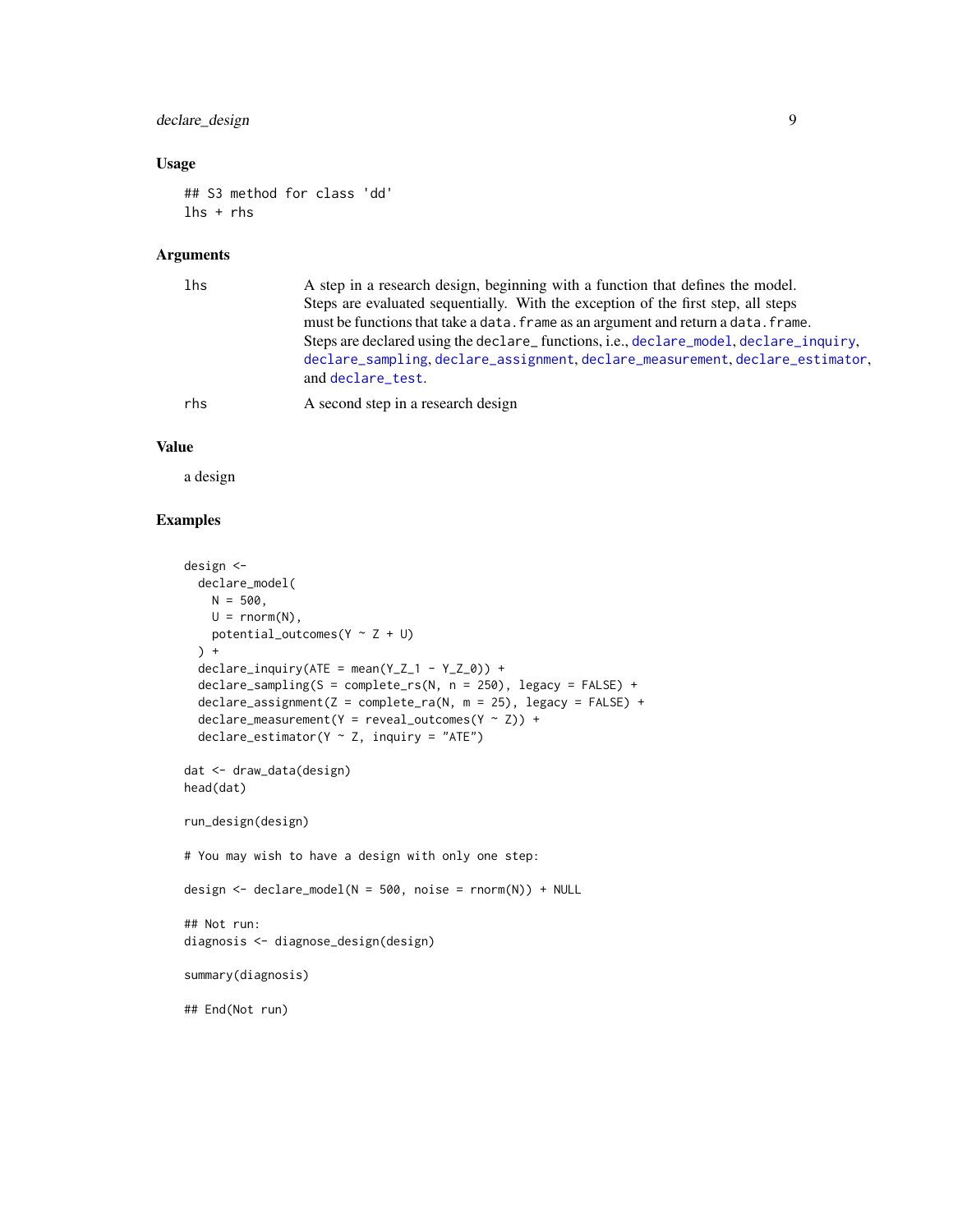### Usage

```
## S3 method for class 'dd'
lhs + rhs
```

### Arguments

| | |
|---|---|
| lhs | A step in a research design, beginning with a function that defines the model. Steps are evaluated sequentially. With the exception of the first step, all steps must be functions that take a `data.frame` as an argument and return a `data.frame`. Steps are declared using the `declare_` functions, i.e., `declare_model`, `declare_inquiry`, `declare_sampling`, `declare_assignment`, `declare_measurement`, `declare_estimator`, and `declare_test`. |
| rhs | A second step in a research design |

### Value

a design

### Examples

```
design <-
  declare_model(
    N = 500,
    U = rnorm(N),
    potential_outcomes(Y ~ Z + U)
  ) +
  declare_inquiry(ATE = mean(Y_Z_1 - Y_Z_0)) +
  declare_sampling(S = complete_rs(N, n = 250), legacy = FALSE) +
  declare_assignment(Z = complete_ra(N, m = 25), legacy = FALSE) +
  declare_measurement(Y = reveal_outcomes(Y ~ Z)) +
  declare_estimator(Y ~ Z, inquiry = "ATE")

dat <- draw_data(design)
head(dat)

run_design(design)

# You may wish to have a design with only one step:

design <- declare_model(N = 500, noise = rnorm(N)) + NULL

## Not run:
diagnosis <- diagnose_design(design)

summary(diagnosis)

## End(Not run)
```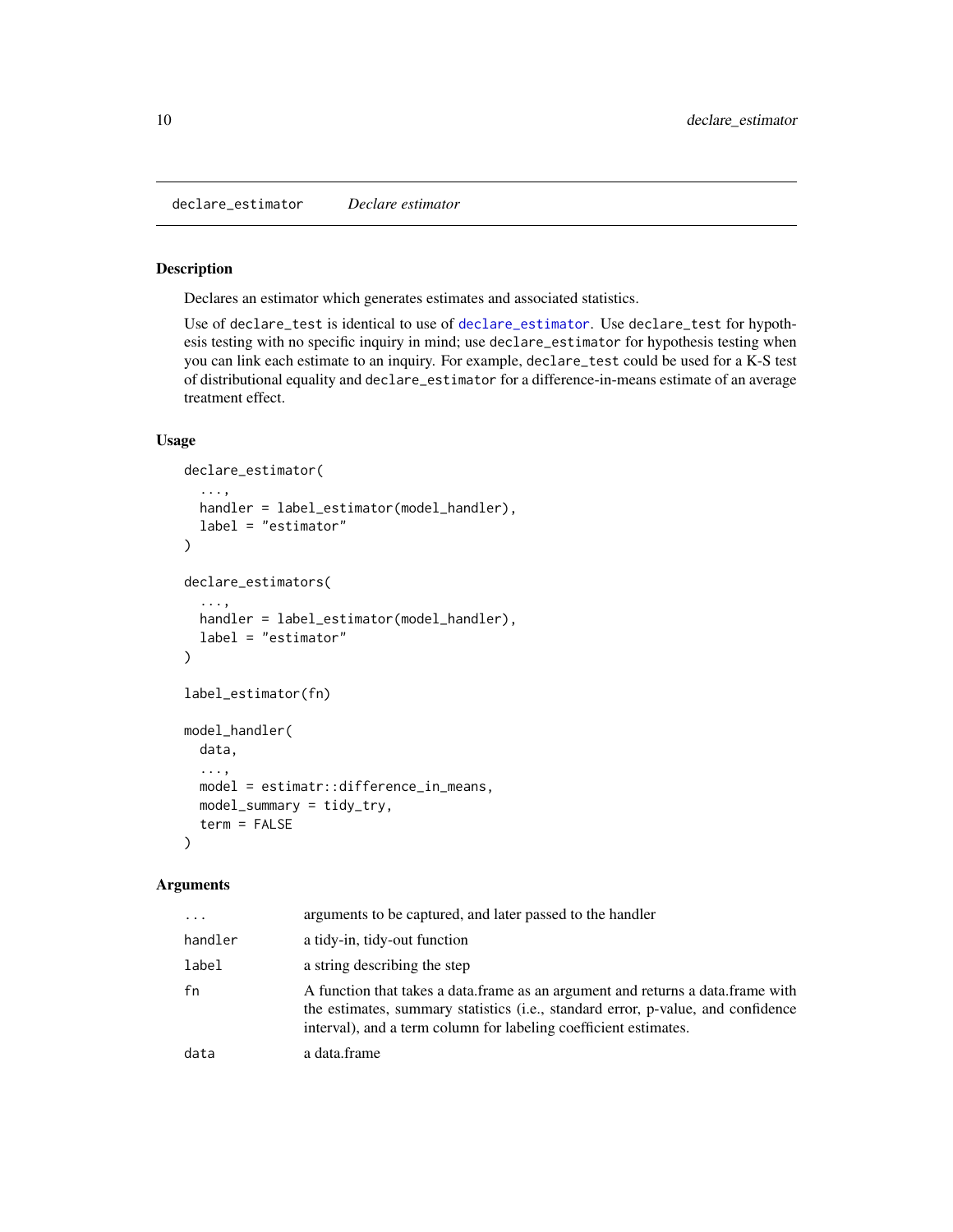declare_estimator *Declare estimator*

## Description

Declares an estimator which generates estimates and associated statistics.

Use of `declare_test` is identical to use of `declare_estimator`. Use `declare_test` for hypothesis testing with no specific inquiry in mind; use `declare_estimator` for hypothesis testing when you can link each estimate to an inquiry. For example, `declare_test` could be used for a K-S test of distributional equality and `declare_estimator` for a difference-in-means estimate of an average treatment effect.

## Usage

```
declare_estimator(
  ...,
  handler = label_estimator(model_handler),
  label = "estimator"
)

declare_estimators(
  ...,
  handler = label_estimator(model_handler),
  label = "estimator"
)

label_estimator(fn)

model_handler(
  data,
  ...,
  model = estimatr::difference_in_means,
  model_summary = tidy_try,
  term = FALSE
)
```

## Arguments

| | |
|---|---|
| `...` | arguments to be captured, and later passed to the handler |
| `handler` | a tidy-in, tidy-out function |
| `label` | a string describing the step |
| `fn` | A function that takes a data.frame as an argument and returns a data.frame with the estimates, summary statistics (i.e., standard error, p-value, and confidence interval), and a term column for labeling coefficient estimates. |
| `data` | a data.frame |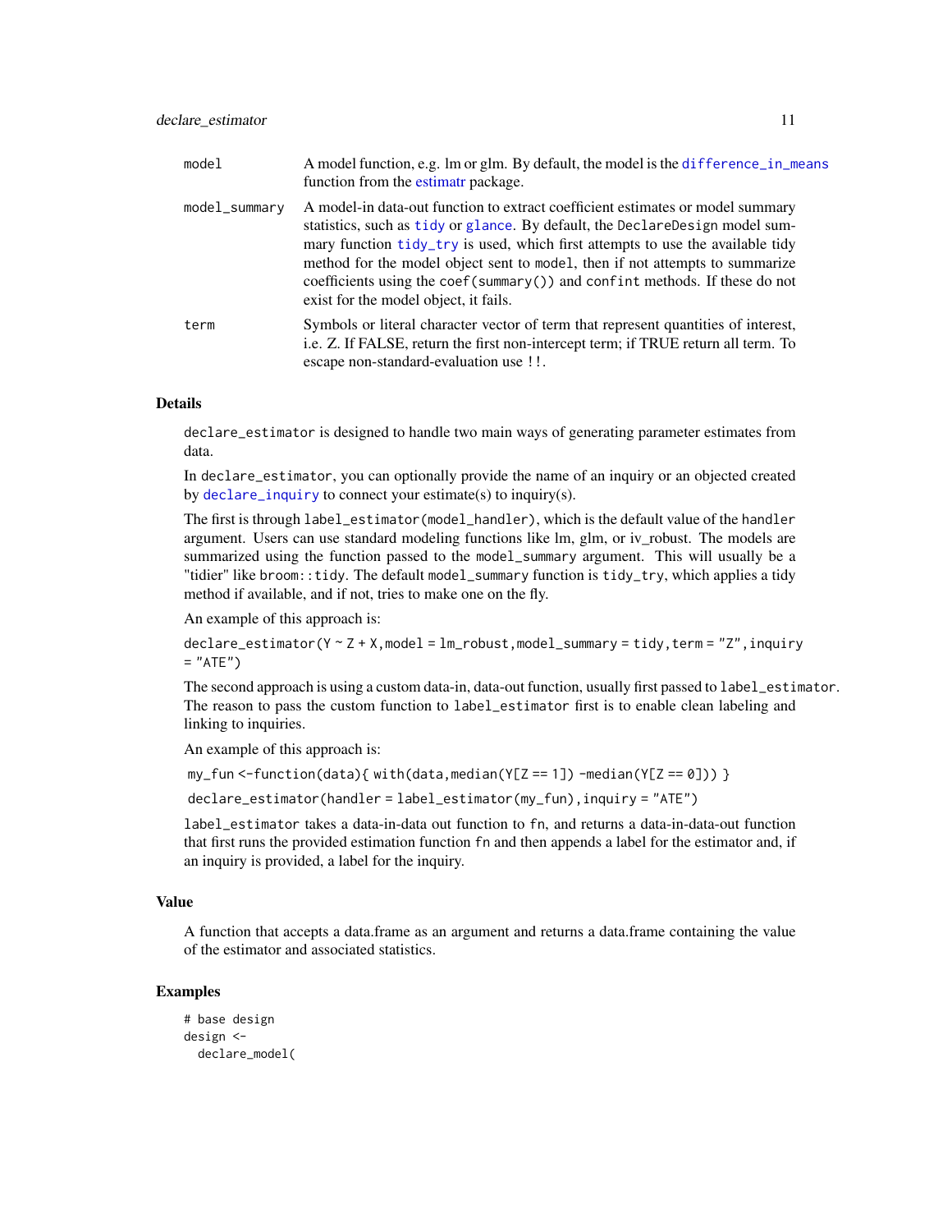| | |
|---|---|
| model | A model function, e.g. lm or glm. By default, the model is the difference_in_means function from the estimatr package. |
| model_summary | A model-in data-out function to extract coefficient estimates or model summary statistics, such as tidy or glance. By default, the DeclareDesign model summary function tidy_try is used, which first attempts to use the available tidy method for the model object sent to model, then if not attempts to summarize coefficients using the coef(summary()) and confint methods. If these do not exist for the model object, it fails. |
| term | Symbols or literal character vector of term that represent quantities of interest, i.e. Z. If FALSE, return the first non-intercept term; if TRUE return all term. To escape non-standard-evaluation use !!. |

## Details

declare_estimator is designed to handle two main ways of generating parameter estimates from data.

In declare_estimator, you can optionally provide the name of an inquiry or an objected created by declare_inquiry to connect your estimate(s) to inquiry(s).

The first is through label_estimator(model_handler), which is the default value of the handler argument. Users can use standard modeling functions like lm, glm, or iv_robust. The models are summarized using the function passed to the model_summary argument. This will usually be a "tidier" like broom::tidy. The default model_summary function is tidy_try, which applies a tidy method if available, and if not, tries to make one on the fly.

An example of this approach is:

```
declare_estimator(Y ~ Z + X,model = lm_robust,model_summary = tidy,term = "Z",inquiry = "ATE")
```

The second approach is using a custom data-in, data-out function, usually first passed to label_estimator. The reason to pass the custom function to label_estimator first is to enable clean labeling and linking to inquiries.

An example of this approach is:

```
my_fun <-function(data){ with(data,median(Y[Z == 1]) -median(Y[Z == 0])) }
```

```
declare_estimator(handler = label_estimator(my_fun),inquiry = "ATE")
```

label_estimator takes a data-in-data out function to fn, and returns a data-in-data-out function that first runs the provided estimation function fn and then appends a label for the estimator and, if an inquiry is provided, a label for the inquiry.

## Value

A function that accepts a data.frame as an argument and returns a data.frame containing the value of the estimator and associated statistics.

## Examples

```
# base design
design <-
  declare_model(
```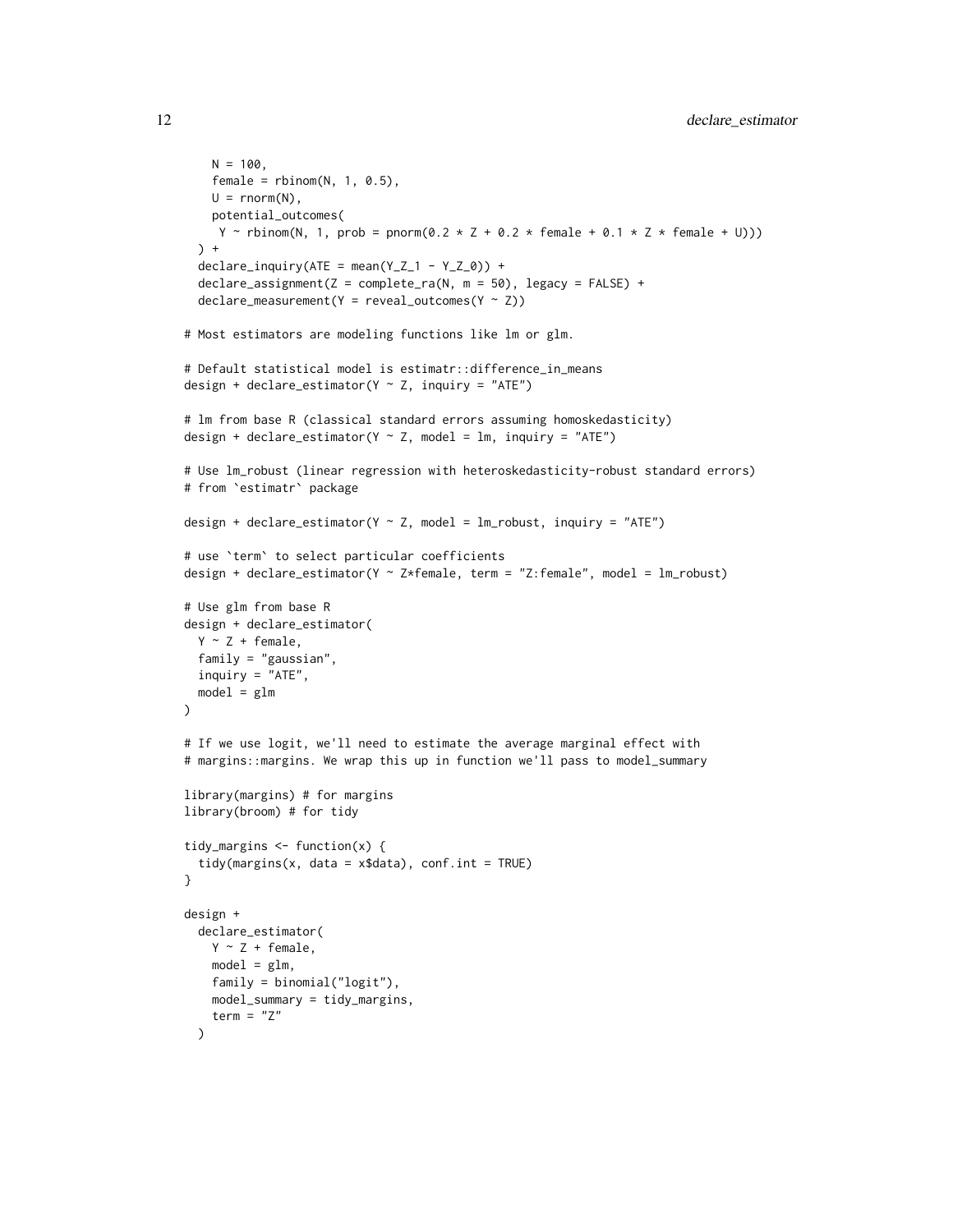```
    N = 100,
    female = rbinom(N, 1, 0.5),
    U = rnorm(N),
    potential_outcomes(
     Y ~ rbinom(N, 1, prob = pnorm(0.2 * Z + 0.2 * female + 0.1 * Z * female + U)))
  ) +
  declare_inquiry(ATE = mean(Y_Z_1 - Y_Z_0)) +
  declare_assignment(Z = complete_ra(N, m = 50), legacy = FALSE) +
  declare_measurement(Y = reveal_outcomes(Y ~ Z))

# Most estimators are modeling functions like lm or glm.

# Default statistical model is estimatr::difference_in_means
design + declare_estimator(Y ~ Z, inquiry = "ATE")

# lm from base R (classical standard errors assuming homoskedasticity)
design + declare_estimator(Y ~ Z, model = lm, inquiry = "ATE")

# Use lm_robust (linear regression with heteroskedasticity-robust standard errors)
# from `estimatr` package

design + declare_estimator(Y ~ Z, model = lm_robust, inquiry = "ATE")

# use `term` to select particular coefficients
design + declare_estimator(Y ~ Z*female, term = "Z:female", model = lm_robust)

# Use glm from base R
design + declare_estimator(
  Y ~ Z + female,
  family = "gaussian",
  inquiry = "ATE",
  model = glm
)

# If we use logit, we'll need to estimate the average marginal effect with
# margins::margins. We wrap this up in function we'll pass to model_summary

library(margins) # for margins
library(broom) # for tidy

tidy_margins <- function(x) {
  tidy(margins(x, data = x$data), conf.int = TRUE)
}

design +
  declare_estimator(
    Y ~ Z + female,
    model = glm,
    family = binomial("logit"),
    model_summary = tidy_margins,
    term = "Z"
  )
```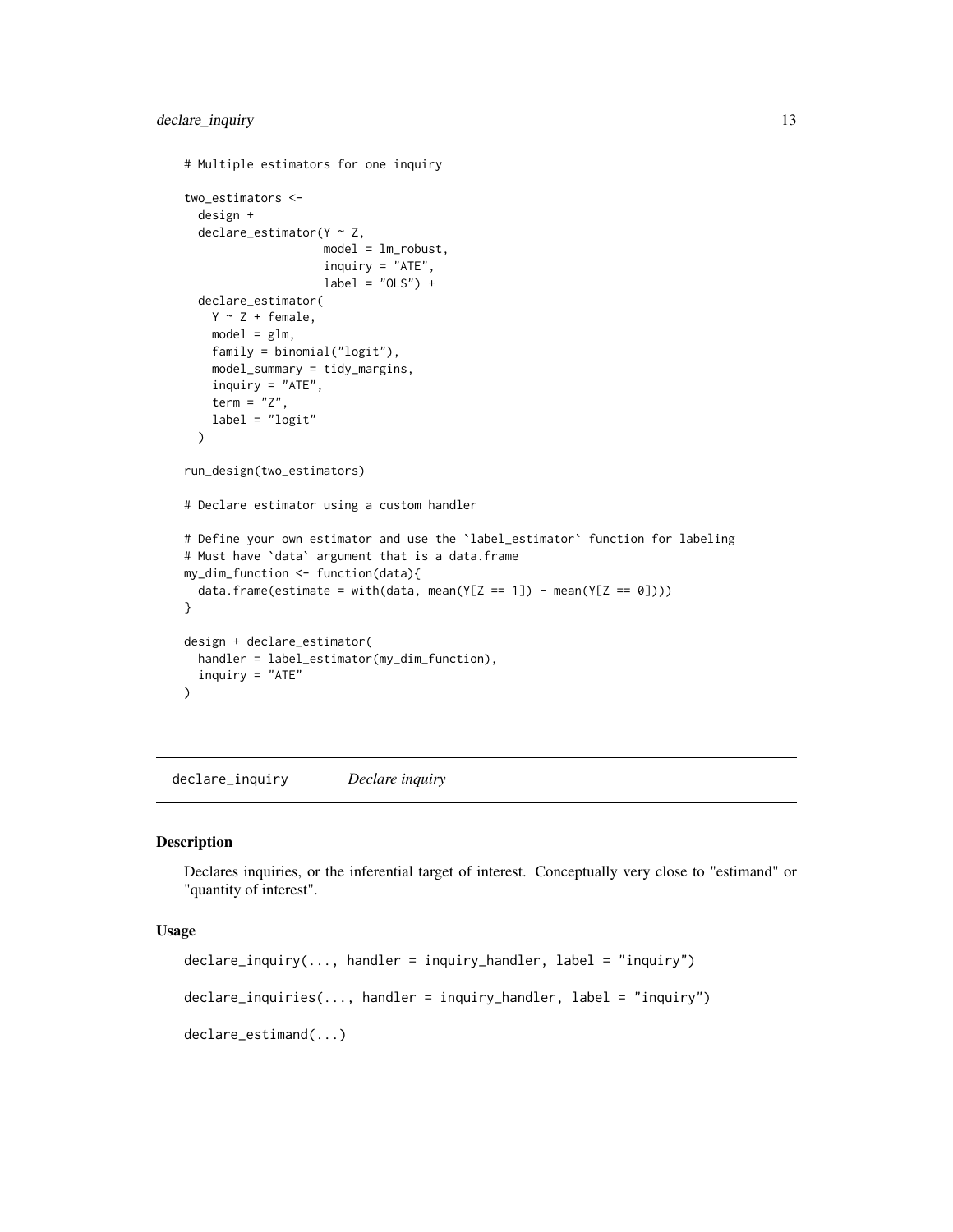```
# Multiple estimators for one inquiry

two_estimators <-
  design +
  declare_estimator(Y ~ Z,
                    model = lm_robust,
                    inquiry = "ATE",
                    label = "OLS") +
  declare_estimator(
    Y ~ Z + female,
    model = glm,
    family = binomial("logit"),
    model_summary = tidy_margins,
    inquiry = "ATE",
    term = "Z",
    label = "logit"
  )

run_design(two_estimators)

# Declare estimator using a custom handler

# Define your own estimator and use the `label_estimator` function for labeling
# Must have `data` argument that is a data.frame
my_dim_function <- function(data){
  data.frame(estimate = with(data, mean(Y[Z == 1]) - mean(Y[Z == 0])))
}

design + declare_estimator(
  handler = label_estimator(my_dim_function),
  inquiry = "ATE"
)
```

---

## declare_inquiry *Declare inquiry*

### Description

Declares inquiries, or the inferential target of interest. Conceptually very close to "estimand" or "quantity of interest".

### Usage

```
declare_inquiry(..., handler = inquiry_handler, label = "inquiry")

declare_inquiries(..., handler = inquiry_handler, label = "inquiry")

declare_estimand(...)
```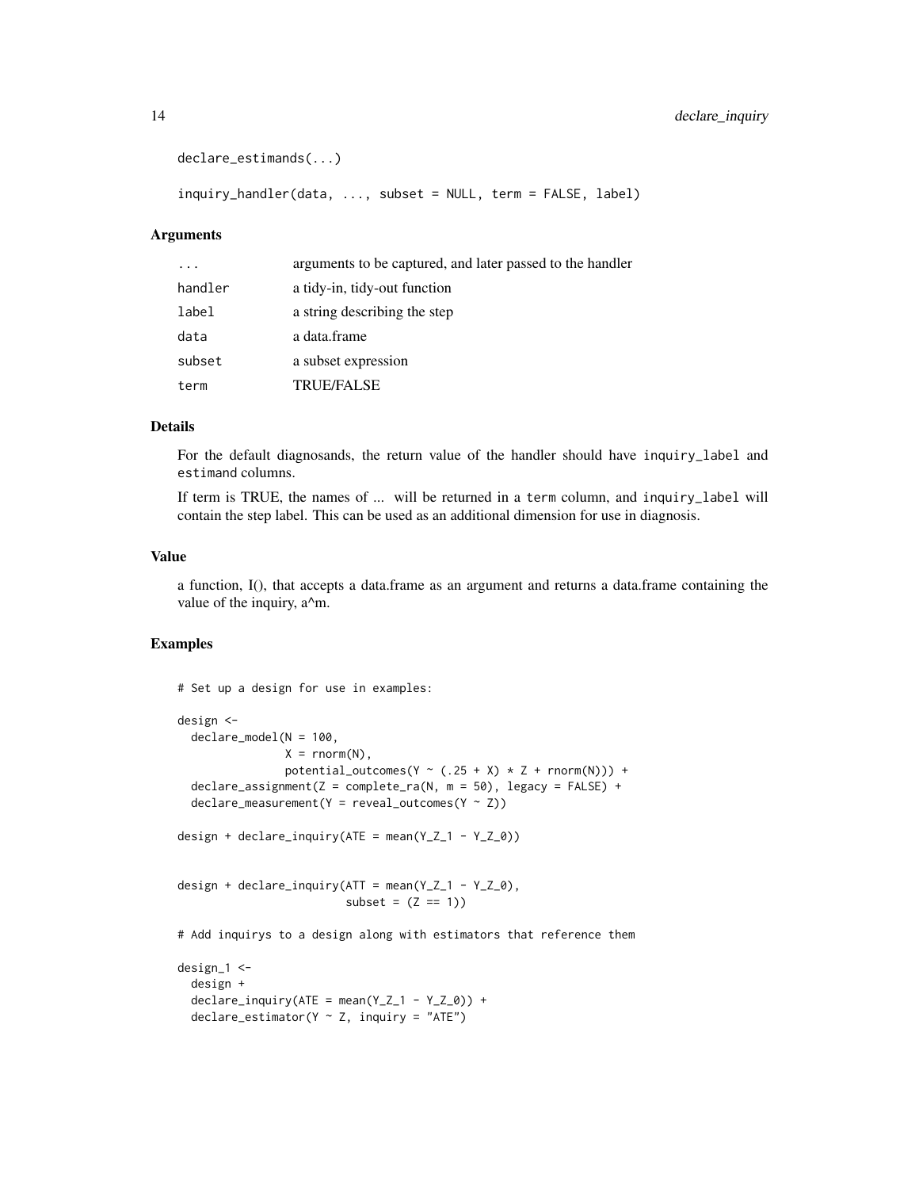```
declare_estimands(...)

inquiry_handler(data, ..., subset = NULL, term = FALSE, label)
```

## Arguments

| | |
|---|---|
| ... | arguments to be captured, and later passed to the handler |
| handler | a tidy-in, tidy-out function |
| label | a string describing the step |
| data | a data.frame |
| subset | a subset expression |
| term | TRUE/FALSE |

## Details

For the default diagnosands, the return value of the handler should have `inquiry_label` and `estimand` columns.

If term is TRUE, the names of ... will be returned in a `term` column, and `inquiry_label` will contain the step label. This can be used as an additional dimension for use in diagnosis.

## Value

a function, I(), that accepts a data.frame as an argument and returns a data.frame containing the value of the inquiry, a^m.

## Examples

```
# Set up a design for use in examples:

design <-
  declare_model(N = 100,
                X = rnorm(N),
                potential_outcomes(Y ~ (.25 + X) * Z + rnorm(N))) +
  declare_assignment(Z = complete_ra(N, m = 50), legacy = FALSE) +
  declare_measurement(Y = reveal_outcomes(Y ~ Z))

design + declare_inquiry(ATE = mean(Y_Z_1 - Y_Z_0))


design + declare_inquiry(ATT = mean(Y_Z_1 - Y_Z_0),
                         subset = (Z == 1))

# Add inquirys to a design along with estimators that reference them

design_1 <-
  design +
  declare_inquiry(ATE = mean(Y_Z_1 - Y_Z_0)) +
  declare_estimator(Y ~ Z, inquiry = "ATE")
```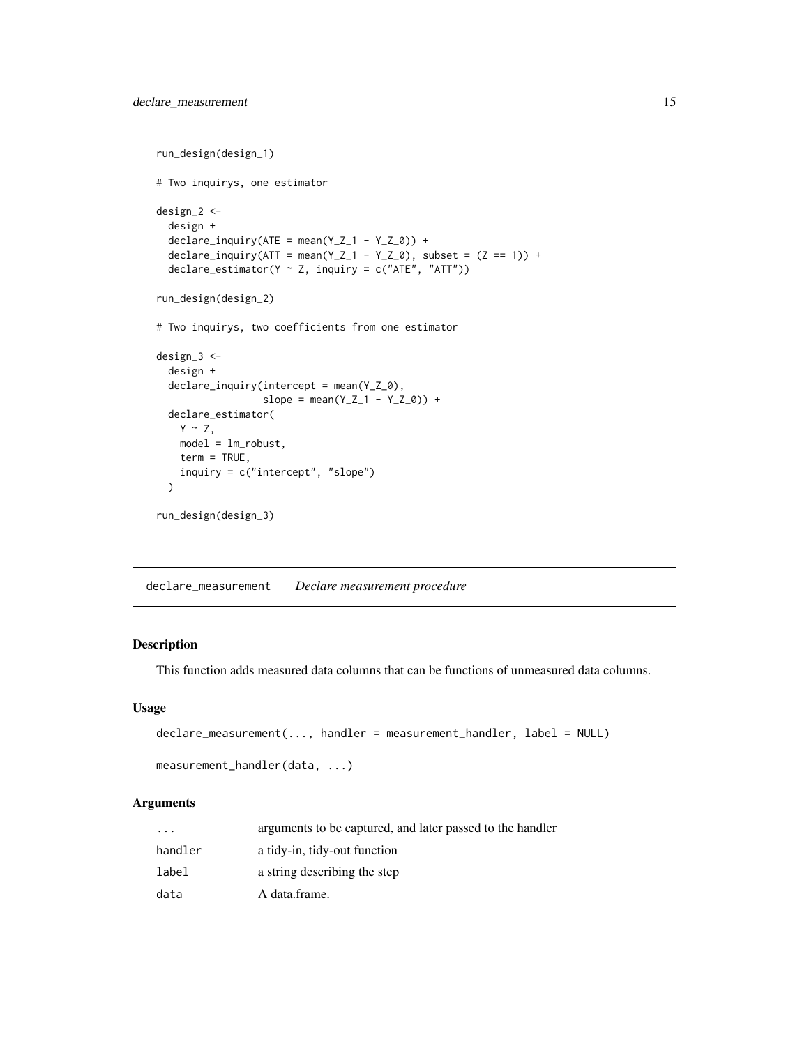```
run_design(design_1)

# Two inquirys, one estimator

design_2 <-
  design +
  declare_inquiry(ATE = mean(Y_Z_1 - Y_Z_0)) +
  declare_inquiry(ATT = mean(Y_Z_1 - Y_Z_0), subset = (Z == 1)) +
  declare_estimator(Y ~ Z, inquiry = c("ATE", "ATT"))

run_design(design_2)

# Two inquirys, two coefficients from one estimator

design_3 <-
  design +
  declare_inquiry(intercept = mean(Y_Z_0),
                  slope = mean(Y_Z_1 - Y_Z_0)) +
  declare_estimator(
    Y ~ Z,
    model = lm_robust,
    term = TRUE,
    inquiry = c("intercept", "slope")
  )

run_design(design_3)
```

---

## declare_measurement *Declare measurement procedure*

### Description

This function adds measured data columns that can be functions of unmeasured data columns.

### Usage

```
declare_measurement(..., handler = measurement_handler, label = NULL)

measurement_handler(data, ...)
```

### Arguments

| | |
|---|---|
| `...` | arguments to be captured, and later passed to the handler |
| `handler` | a tidy-in, tidy-out function |
| `label` | a string describing the step |
| `data` | A data.frame. |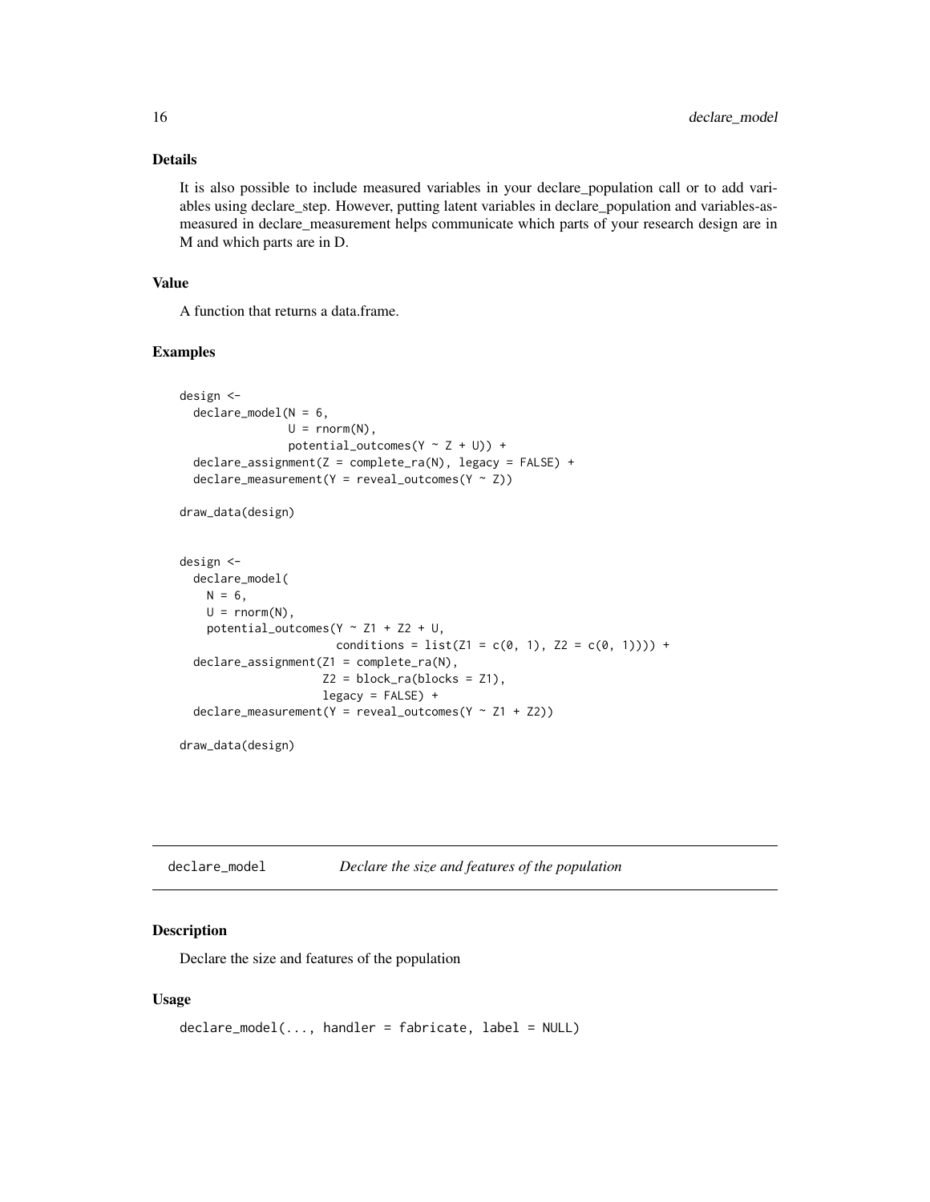## Details

It is also possible to include measured variables in your declare_population call or to add variables using declare_step. However, putting latent variables in declare_population and variables-as-measured in declare_measurement helps communicate which parts of your research design are in M and which parts are in D.

## Value

A function that returns a data.frame.

## Examples

```
design <-
  declare_model(N = 6,
                U = rnorm(N),
                potential_outcomes(Y ~ Z + U)) +
  declare_assignment(Z = complete_ra(N), legacy = FALSE) +
  declare_measurement(Y = reveal_outcomes(Y ~ Z))

draw_data(design)


design <-
  declare_model(
    N = 6,
    U = rnorm(N),
    potential_outcomes(Y ~ Z1 + Z2 + U,
                       conditions = list(Z1 = c(0, 1), Z2 = c(0, 1)))) +
  declare_assignment(Z1 = complete_ra(N),
                     Z2 = block_ra(blocks = Z1),
                     legacy = FALSE) +
  declare_measurement(Y = reveal_outcomes(Y ~ Z1 + Z2))

draw_data(design)
```

---

# declare_model — *Declare the size and features of the population*

## Description

Declare the size and features of the population

## Usage

```
declare_model(..., handler = fabricate, label = NULL)
```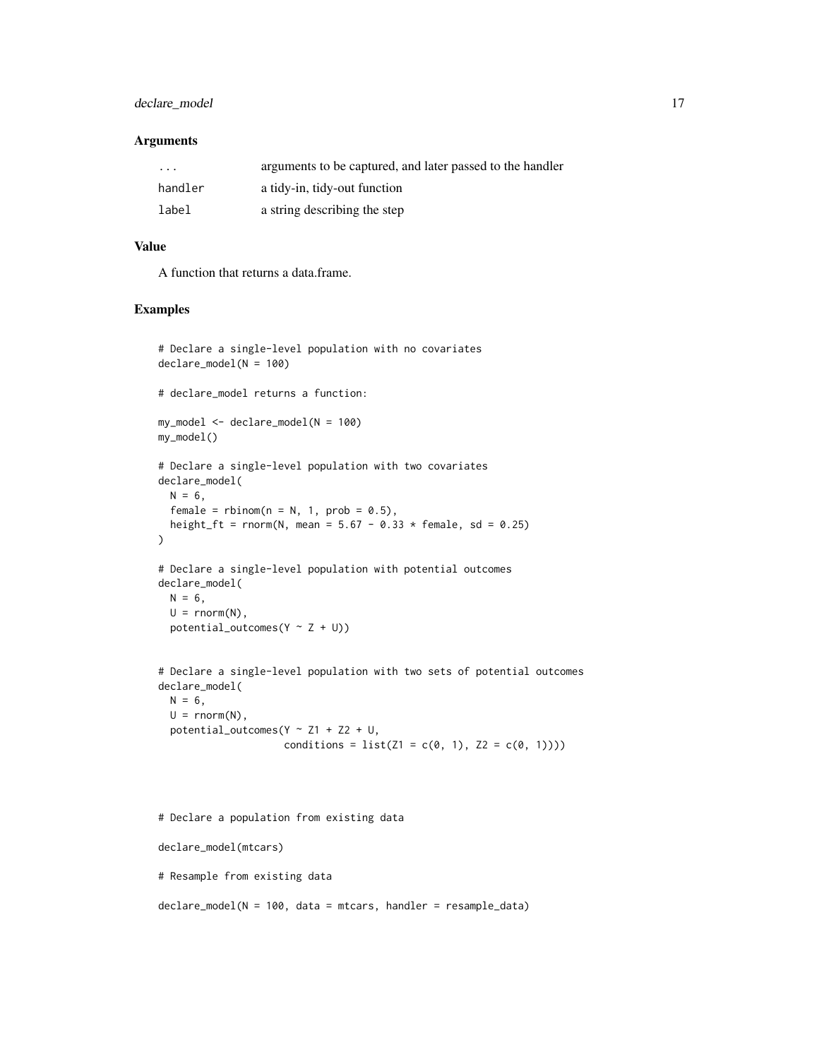### Arguments

| | |
|---|---|
| ... | arguments to be captured, and later passed to the handler |
| handler | a tidy-in, tidy-out function |
| label | a string describing the step |

### Value

A function that returns a data.frame.

### Examples

```
# Declare a single-level population with no covariates
declare_model(N = 100)

# declare_model returns a function:

my_model <- declare_model(N = 100)
my_model()

# Declare a single-level population with two covariates
declare_model(
  N = 6,
  female = rbinom(n = N, 1, prob = 0.5),
  height_ft = rnorm(N, mean = 5.67 - 0.33 * female, sd = 0.25)
)

# Declare a single-level population with potential outcomes
declare_model(
  N = 6,
  U = rnorm(N),
  potential_outcomes(Y ~ Z + U))


# Declare a single-level population with two sets of potential outcomes
declare_model(
  N = 6,
  U = rnorm(N),
  potential_outcomes(Y ~ Z1 + Z2 + U,
                     conditions = list(Z1 = c(0, 1), Z2 = c(0, 1))))



# Declare a population from existing data

declare_model(mtcars)

# Resample from existing data

declare_model(N = 100, data = mtcars, handler = resample_data)
```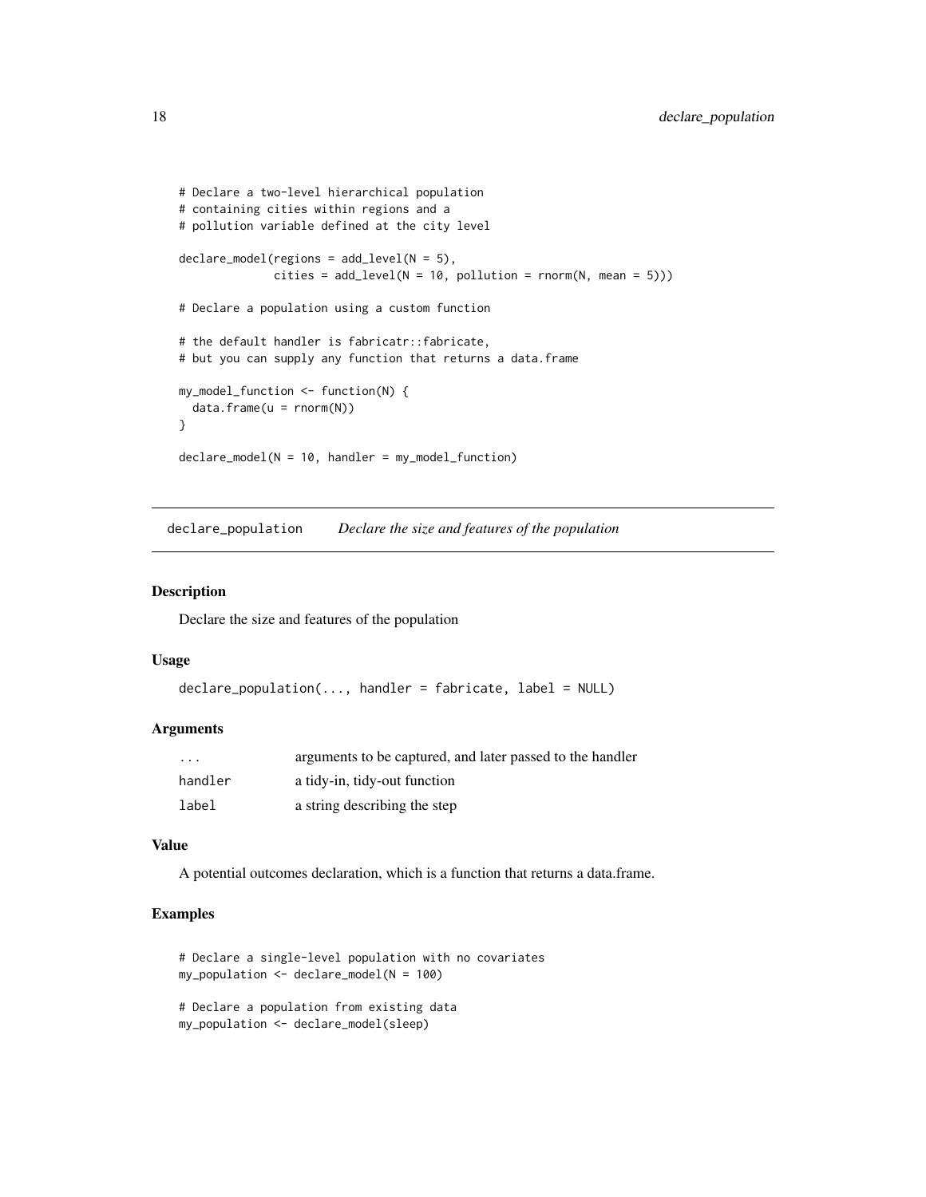```
# Declare a two-level hierarchical population
# containing cities within regions and a
# pollution variable defined at the city level

declare_model(regions = add_level(N = 5),
              cities = add_level(N = 10, pollution = rnorm(N, mean = 5)))

# Declare a population using a custom function

# the default handler is fabricatr::fabricate,
# but you can supply any function that returns a data.frame

my_model_function <- function(N) {
  data.frame(u = rnorm(N))
}

declare_model(N = 10, handler = my_model_function)
```

## declare_population    *Declare the size and features of the population*

### Description

Declare the size and features of the population

### Usage

```
declare_population(..., handler = fabricate, label = NULL)
```

### Arguments

| | |
|---|---|
| `...` | arguments to be captured, and later passed to the handler |
| `handler` | a tidy-in, tidy-out function |
| `label` | a string describing the step |

### Value

A potential outcomes declaration, which is a function that returns a data.frame.

### Examples

```
# Declare a single-level population with no covariates
my_population <- declare_model(N = 100)

# Declare a population from existing data
my_population <- declare_model(sleep)
```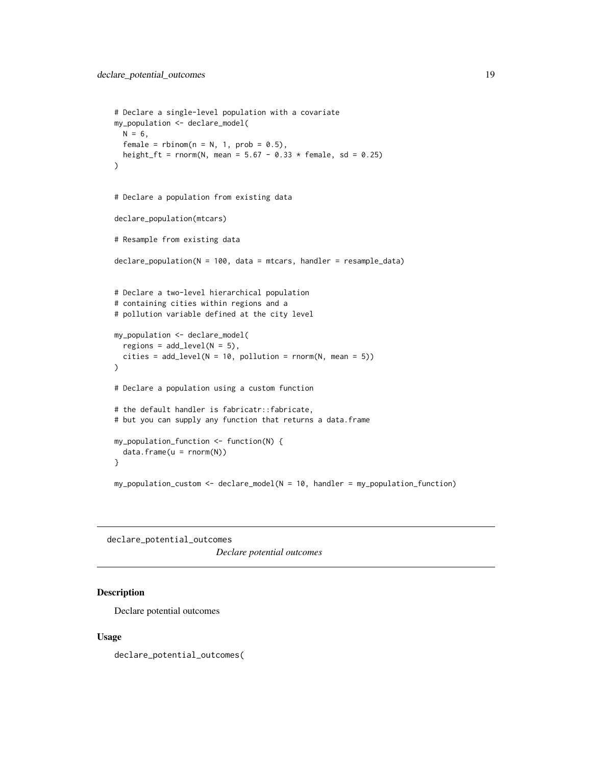```
# Declare a single-level population with a covariate
my_population <- declare_model(
  N = 6,
  female = rbinom(n = N, 1, prob = 0.5),
  height_ft = rnorm(N, mean = 5.67 - 0.33 * female, sd = 0.25)
)


# Declare a population from existing data

declare_population(mtcars)

# Resample from existing data

declare_population(N = 100, data = mtcars, handler = resample_data)


# Declare a two-level hierarchical population
# containing cities within regions and a
# pollution variable defined at the city level

my_population <- declare_model(
  regions = add_level(N = 5),
  cities = add_level(N = 10, pollution = rnorm(N, mean = 5))
)

# Declare a population using a custom function

# the default handler is fabricatr::fabricate,
# but you can supply any function that returns a data.frame

my_population_function <- function(N) {
  data.frame(u = rnorm(N))
}

my_population_custom <- declare_model(N = 10, handler = my_population_function)
```

## declare_potential_outcomes *Declare potential outcomes*

### Description

Declare potential outcomes

### Usage

```
declare_potential_outcomes(
```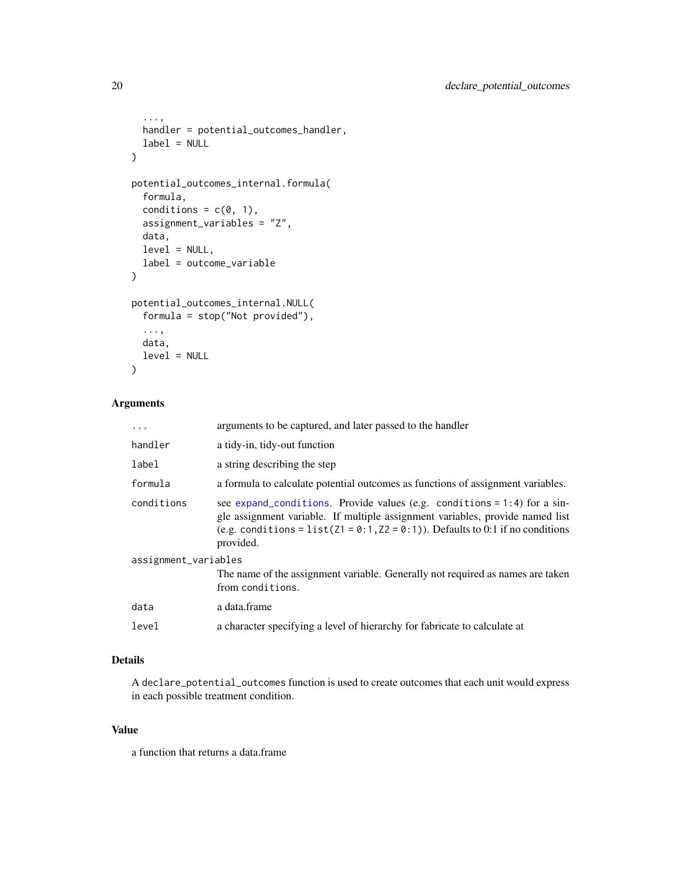```
  ...,
  handler = potential_outcomes_handler,
  label = NULL
)

potential_outcomes_internal.formula(
  formula,
  conditions = c(0, 1),
  assignment_variables = "Z",
  data,
  level = NULL,
  label = outcome_variable
)

potential_outcomes_internal.NULL(
  formula = stop("Not provided"),
  ...,
  data,
  level = NULL
)
```

## Arguments

| | |
|---|---|
| `...` | arguments to be captured, and later passed to the handler |
| `handler` | a tidy-in, tidy-out function |
| `label` | a string describing the step |
| `formula` | a formula to calculate potential outcomes as functions of assignment variables. |
| `conditions` | see expand_conditions. Provide values (e.g. `conditions = 1:4`) for a single assignment variable. If multiple assignment variables, provide named list (e.g. `conditions = list(Z1 = 0:1, Z2 = 0:1)`). Defaults to 0:1 if no conditions provided. |
| `assignment_variables` | The name of the assignment variable. Generally not required as names are taken from `conditions`. |
| `data` | a data.frame |
| `level` | a character specifying a level of hierarchy for fabricate to calculate at |

## Details

A `declare_potential_outcomes` function is used to create outcomes that each unit would express in each possible treatment condition.

## Value

a function that returns a data.frame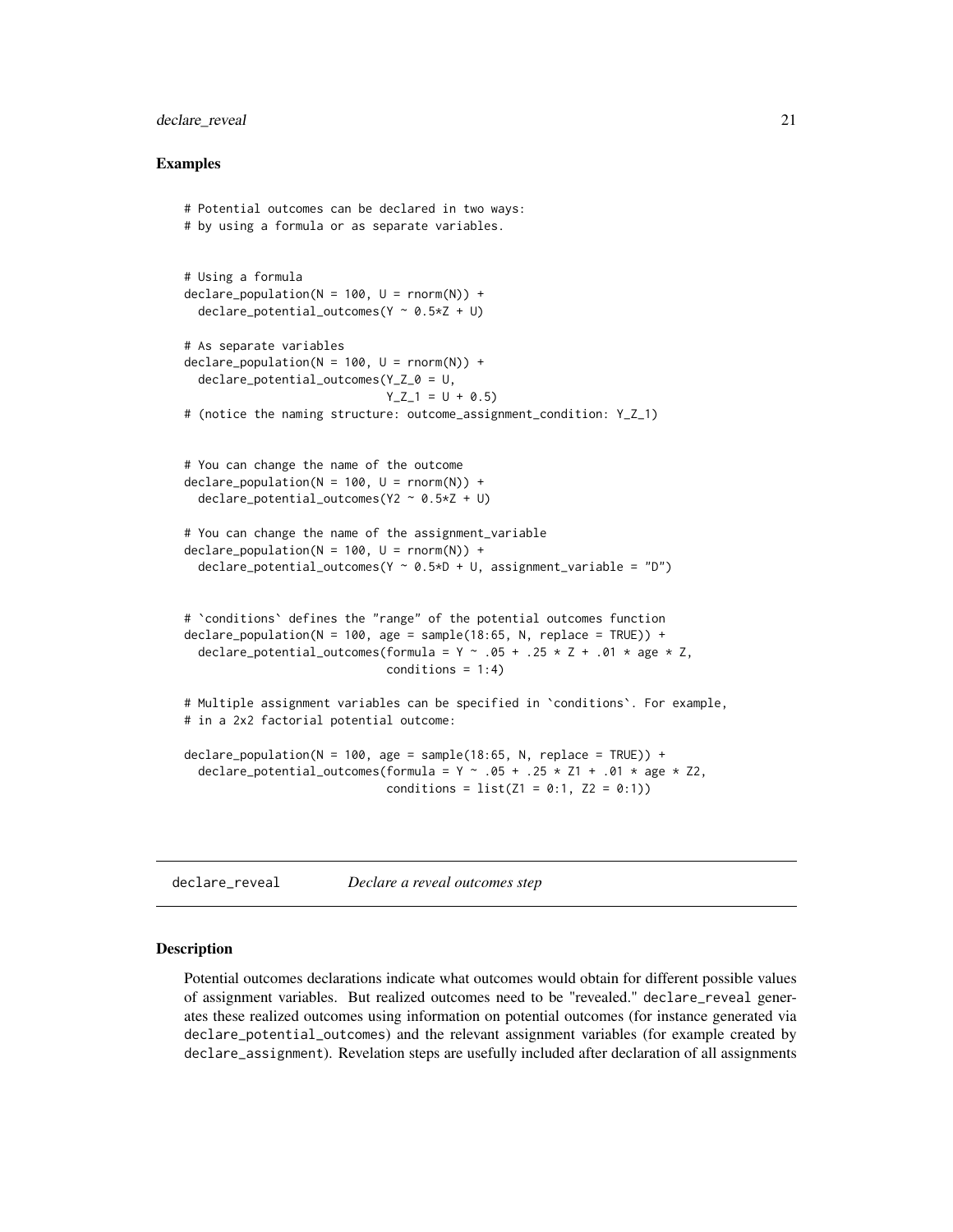### Examples

```
# Potential outcomes can be declared in two ways:
# by using a formula or as separate variables.


# Using a formula
declare_population(N = 100, U = rnorm(N)) +
  declare_potential_outcomes(Y ~ 0.5*Z + U)

# As separate variables
declare_population(N = 100, U = rnorm(N)) +
  declare_potential_outcomes(Y_Z_0 = U,
                             Y_Z_1 = U + 0.5)
# (notice the naming structure: outcome_assignment_condition: Y_Z_1)


# You can change the name of the outcome
declare_population(N = 100, U = rnorm(N)) +
  declare_potential_outcomes(Y2 ~ 0.5*Z + U)

# You can change the name of the assignment_variable
declare_population(N = 100, U = rnorm(N)) +
  declare_potential_outcomes(Y ~ 0.5*D + U, assignment_variable = "D")


# `conditions` defines the "range" of the potential outcomes function
declare_population(N = 100, age = sample(18:65, N, replace = TRUE)) +
  declare_potential_outcomes(formula = Y ~ .05 + .25 * Z + .01 * age * Z,
                             conditions = 1:4)

# Multiple assignment variables can be specified in `conditions`. For example,
# in a 2x2 factorial potential outcome:

declare_population(N = 100, age = sample(18:65, N, replace = TRUE)) +
  declare_potential_outcomes(formula = Y ~ .05 + .25 * Z1 + .01 * age * Z2,
                             conditions = list(Z1 = 0:1, Z2 = 0:1))
```

## declare_reveal — *Declare a reveal outcomes step*

### Description

Potential outcomes declarations indicate what outcomes would obtain for different possible values of assignment variables. But realized outcomes need to be "revealed." `declare_reveal` generates these realized outcomes using information on potential outcomes (for instance generated via `declare_potential_outcomes`) and the relevant assignment variables (for example created by `declare_assignment`). Revelation steps are usefully included after declaration of all assignments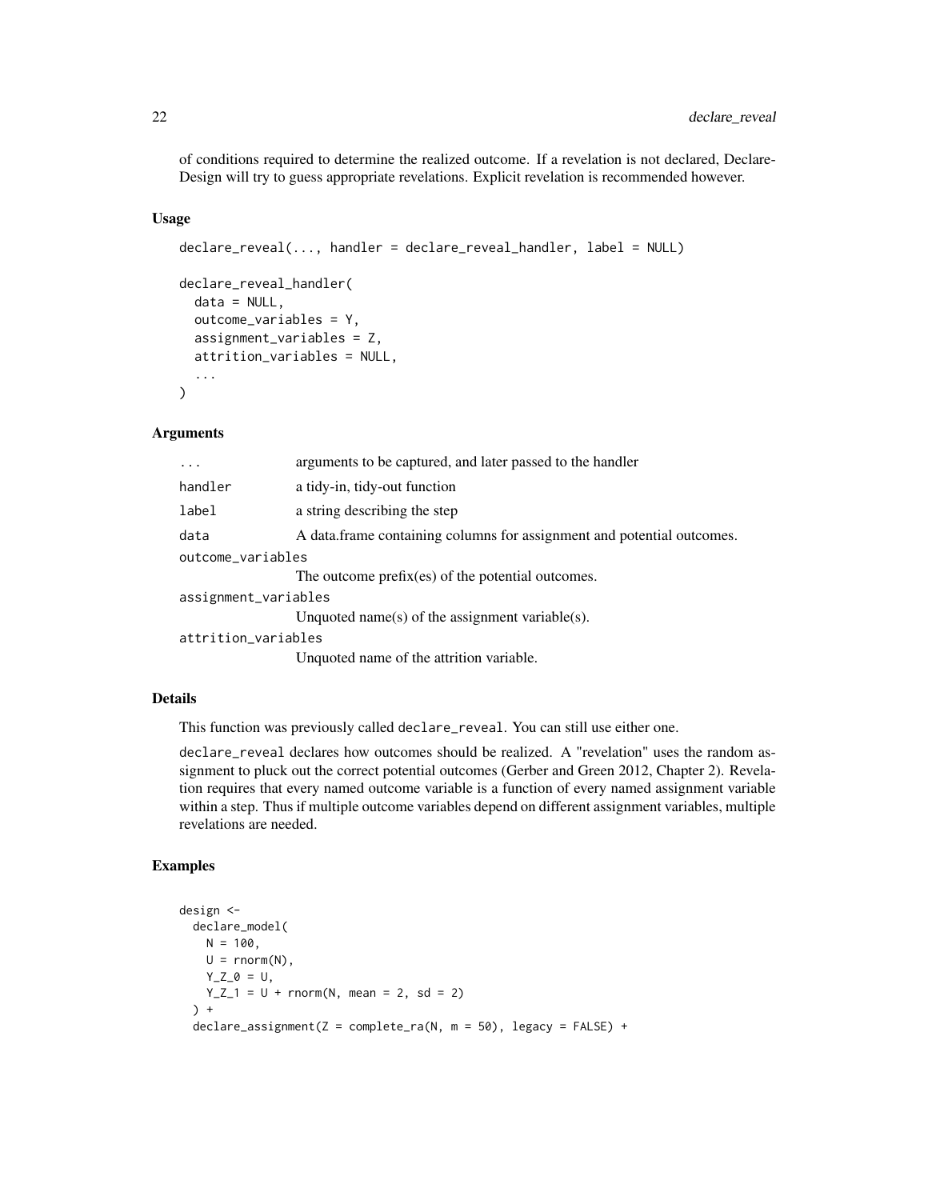of conditions required to determine the realized outcome. If a revelation is not declared, DeclareDesign will try to guess appropriate revelations. Explicit revelation is recommended however.

### Usage

```
declare_reveal(..., handler = declare_reveal_handler, label = NULL)

declare_reveal_handler(
  data = NULL,
  outcome_variables = Y,
  assignment_variables = Z,
  attrition_variables = NULL,
  ...
)
```

### Arguments

| | |
|---|---|
| ... | arguments to be captured, and later passed to the handler |
| handler | a tidy-in, tidy-out function |
| label | a string describing the step |
| data | A data.frame containing columns for assignment and potential outcomes. |
| outcome_variables | The outcome prefix(es) of the potential outcomes. |
| assignment_variables | Unquoted name(s) of the assignment variable(s). |
| attrition_variables | Unquoted name of the attrition variable. |

### Details

This function was previously called `declare_reveal`. You can still use either one.

`declare_reveal` declares how outcomes should be realized. A "revelation" uses the random assignment to pluck out the correct potential outcomes (Gerber and Green 2012, Chapter 2). Revelation requires that every named outcome variable is a function of every named assignment variable within a step. Thus if multiple outcome variables depend on different assignment variables, multiple revelations are needed.

### Examples

```
design <-
  declare_model(
    N = 100,
    U = rnorm(N),
    Y_Z_0 = U,
    Y_Z_1 = U + rnorm(N, mean = 2, sd = 2)
  ) +
  declare_assignment(Z = complete_ra(N, m = 50), legacy = FALSE) +
```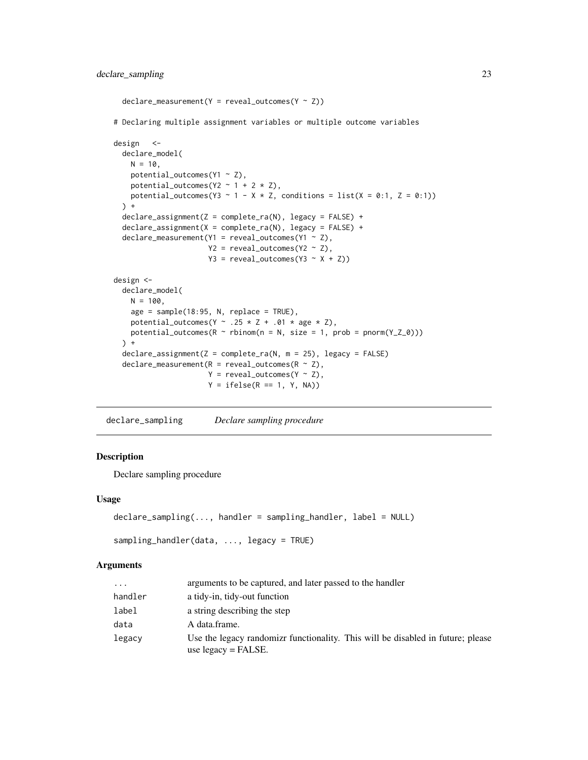```
  declare_measurement(Y = reveal_outcomes(Y ~ Z))

# Declaring multiple assignment variables or multiple outcome variables

design   <-
  declare_model(
    N = 10,
    potential_outcomes(Y1 ~ Z),
    potential_outcomes(Y2 ~ 1 + 2 * Z),
    potential_outcomes(Y3 ~ 1 - X * Z, conditions = list(X = 0:1, Z = 0:1))
  ) +
  declare_assignment(Z = complete_ra(N), legacy = FALSE) +
  declare_assignment(X = complete_ra(N), legacy = FALSE) +
  declare_measurement(Y1 = reveal_outcomes(Y1 ~ Z),
                      Y2 = reveal_outcomes(Y2 ~ Z),
                      Y3 = reveal_outcomes(Y3 ~ X + Z))

design <-
  declare_model(
    N = 100,
    age = sample(18:95, N, replace = TRUE),
    potential_outcomes(Y ~ .25 * Z + .01 * age * Z),
    potential_outcomes(R ~ rbinom(n = N, size = 1, prob = pnorm(Y_Z_0)))
  ) +
  declare_assignment(Z = complete_ra(N, m = 25), legacy = FALSE)
  declare_measurement(R = reveal_outcomes(R ~ Z),
                      Y = reveal_outcomes(Y ~ Z),
                      Y = ifelse(R == 1, Y, NA))
```

## declare_sampling *Declare sampling procedure*

### Description

Declare sampling procedure

### Usage

```
declare_sampling(..., handler = sampling_handler, label = NULL)

sampling_handler(data, ..., legacy = TRUE)
```

### Arguments

| | |
|---|---|
| ... | arguments to be captured, and later passed to the handler |
| handler | a tidy-in, tidy-out function |
| label | a string describing the step |
| data | A data.frame. |
| legacy | Use the legacy randomizr functionality. This will be disabled in future; please use legacy = FALSE. |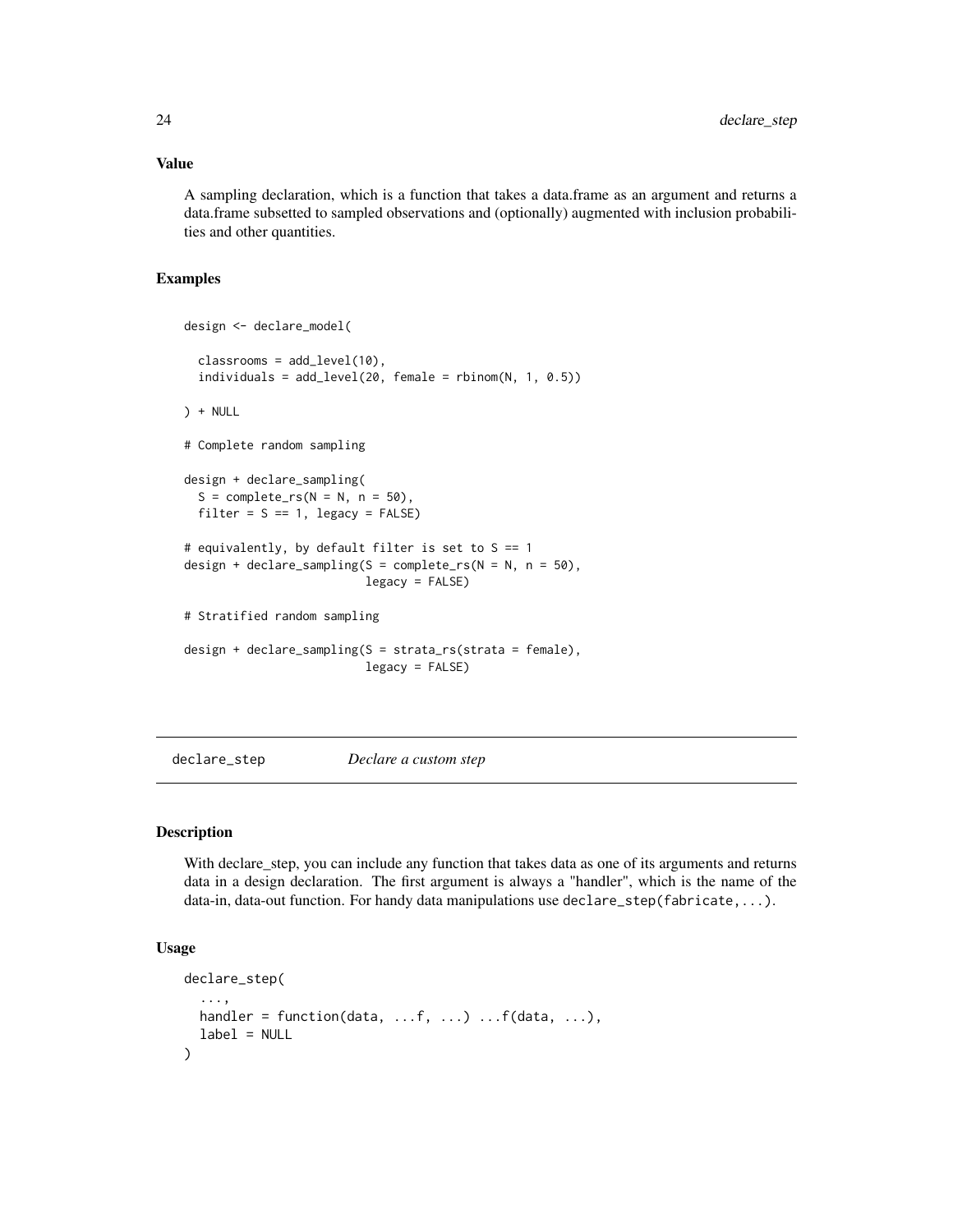## Value

A sampling declaration, which is a function that takes a data.frame as an argument and returns a data.frame subsetted to sampled observations and (optionally) augmented with inclusion probabilities and other quantities.

## Examples

```
design <- declare_model(

  classrooms = add_level(10),
  individuals = add_level(20, female = rbinom(N, 1, 0.5))

) + NULL

# Complete random sampling

design + declare_sampling(
  S = complete_rs(N = N, n = 50),
  filter = S == 1, legacy = FALSE)

# equivalently, by default filter is set to S == 1
design + declare_sampling(S = complete_rs(N = N, n = 50),
                          legacy = FALSE)

# Stratified random sampling

design + declare_sampling(S = strata_rs(strata = female),
                          legacy = FALSE)
```

---

# declare_step    *Declare a custom step*

## Description

With declare_step, you can include any function that takes data as one of its arguments and returns data in a design declaration. The first argument is always a "handler", which is the name of the data-in, data-out function. For handy data manipulations use `declare_step(fabricate, ...)`.

## Usage

```
declare_step(
  ...,
  handler = function(data, ...f, ...) ...f(data, ...),
  label = NULL
)
```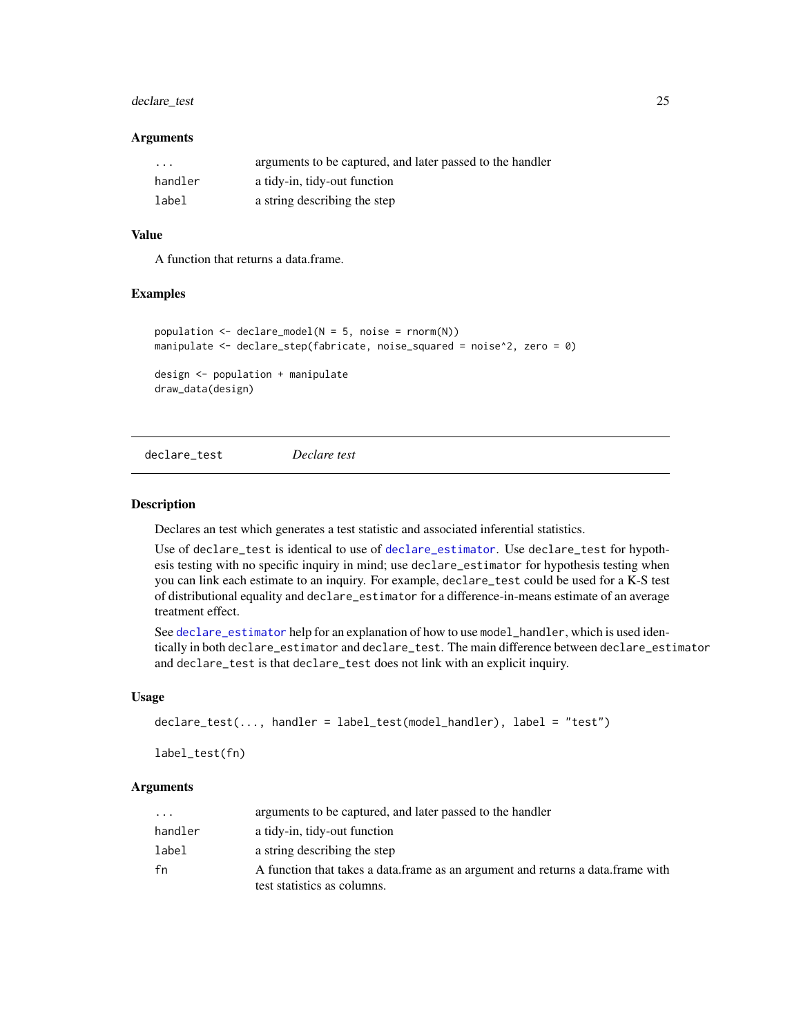### Arguments

| | |
|---|---|
| ... | arguments to be captured, and later passed to the handler |
| handler | a tidy-in, tidy-out function |
| label | a string describing the step |

### Value

A function that returns a data.frame.

### Examples

```
population <- declare_model(N = 5, noise = rnorm(N))
manipulate <- declare_step(fabricate, noise_squared = noise^2, zero = 0)

design <- population + manipulate
draw_data(design)
```

---

## declare_test *Declare test*

---

### Description

Declares an test which generates a test statistic and associated inferential statistics.

Use of declare_test is identical to use of declare_estimator. Use declare_test for hypothesis testing with no specific inquiry in mind; use declare_estimator for hypothesis testing when you can link each estimate to an inquiry. For example, declare_test could be used for a K-S test of distributional equality and declare_estimator for a difference-in-means estimate of an average treatment effect.

See declare_estimator help for an explanation of how to use model_handler, which is used identically in both declare_estimator and declare_test. The main difference between declare_estimator and declare_test is that declare_test does not link with an explicit inquiry.

### Usage

```
declare_test(..., handler = label_test(model_handler), label = "test")

label_test(fn)
```

### Arguments

| | |
|---|---|
| ... | arguments to be captured, and later passed to the handler |
| handler | a tidy-in, tidy-out function |
| label | a string describing the step |
| fn | A function that takes a data.frame as an argument and returns a data.frame with test statistics as columns. |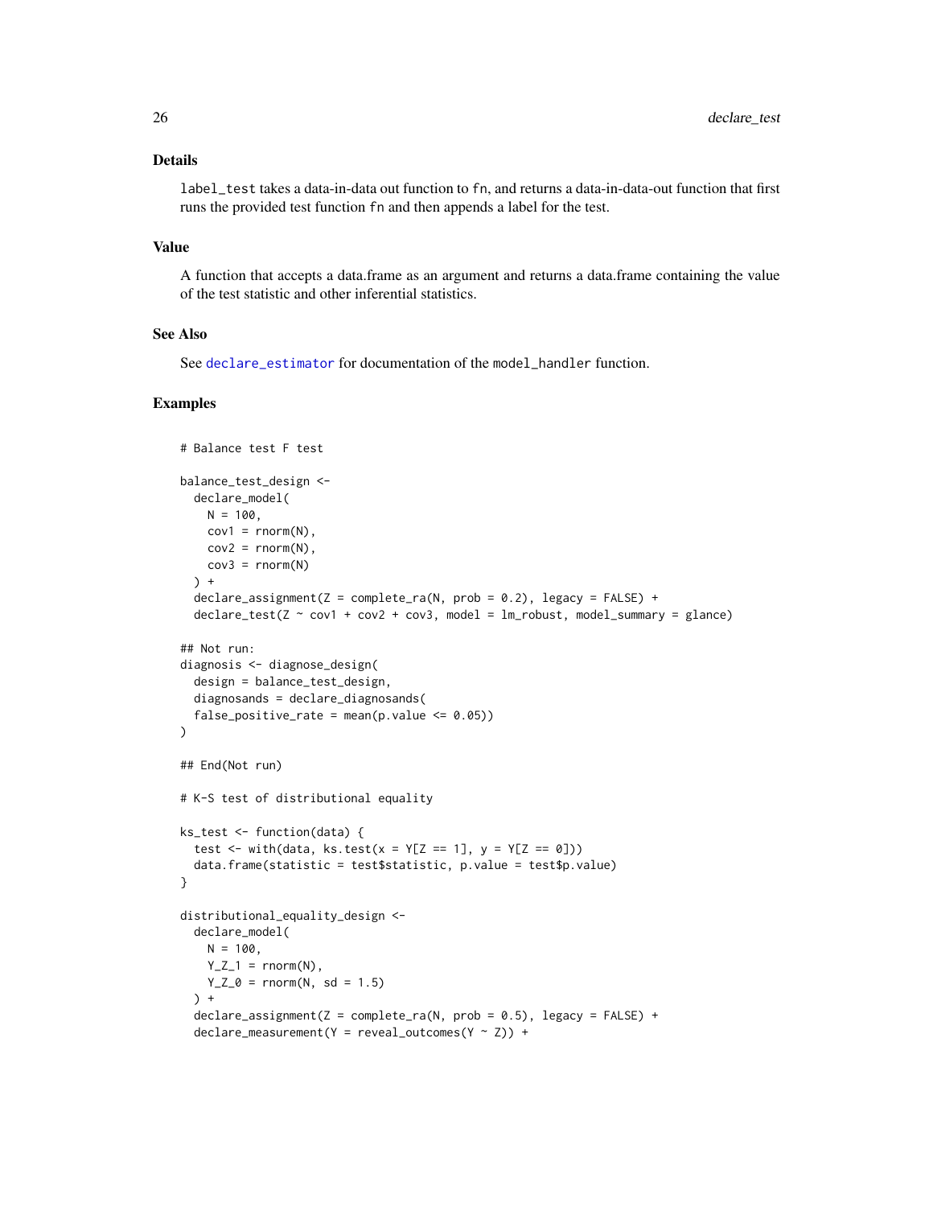## Details

`label_test` takes a data-in-data out function to `fn`, and returns a data-in-data-out function that first runs the provided test function `fn` and then appends a label for the test.

## Value

A function that accepts a data.frame as an argument and returns a data.frame containing the value of the test statistic and other inferential statistics.

## See Also

See `declare_estimator` for documentation of the `model_handler` function.

## Examples

```
# Balance test F test

balance_test_design <-
  declare_model(
    N = 100,
    cov1 = rnorm(N),
    cov2 = rnorm(N),
    cov3 = rnorm(N)
  ) +
  declare_assignment(Z = complete_ra(N, prob = 0.2), legacy = FALSE) +
  declare_test(Z ~ cov1 + cov2 + cov3, model = lm_robust, model_summary = glance)

## Not run:
diagnosis <- diagnose_design(
  design = balance_test_design,
  diagnosands = declare_diagnosands(
  false_positive_rate = mean(p.value <= 0.05))
)

## End(Not run)

# K-S test of distributional equality

ks_test <- function(data) {
  test <- with(data, ks.test(x = Y[Z == 1], y = Y[Z == 0]))
  data.frame(statistic = test$statistic, p.value = test$p.value)
}

distributional_equality_design <-
  declare_model(
    N = 100,
    Y_Z_1 = rnorm(N),
    Y_Z_0 = rnorm(N, sd = 1.5)
  ) +
  declare_assignment(Z = complete_ra(N, prob = 0.5), legacy = FALSE) +
  declare_measurement(Y = reveal_outcomes(Y ~ Z)) +
```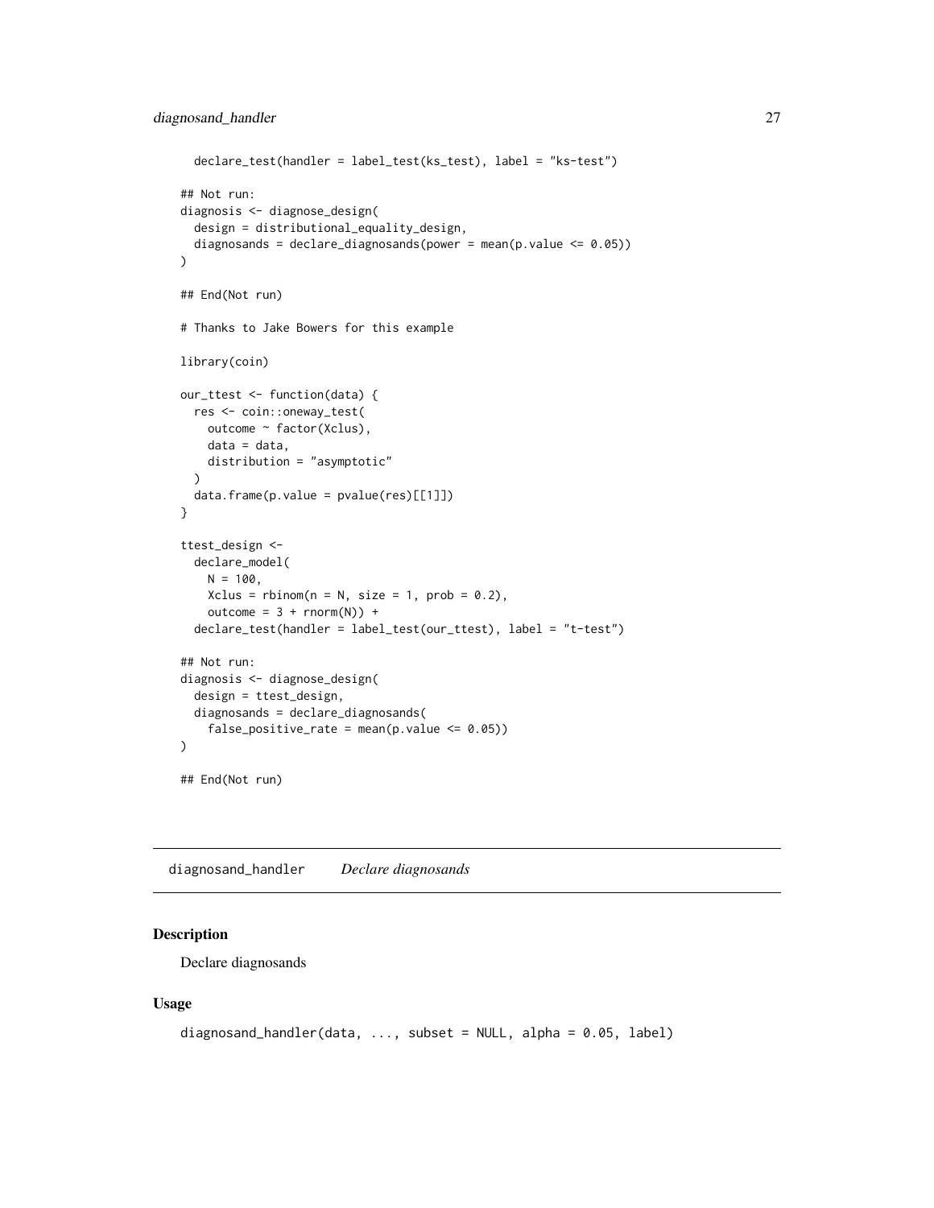```
  declare_test(handler = label_test(ks_test), label = "ks-test")

## Not run:
diagnosis <- diagnose_design(
  design = distributional_equality_design,
  diagnosands = declare_diagnosands(power = mean(p.value <= 0.05))
)

## End(Not run)

# Thanks to Jake Bowers for this example

library(coin)

our_ttest <- function(data) {
  res <- coin::oneway_test(
    outcome ~ factor(Xclus),
    data = data,
    distribution = "asymptotic"
  )
  data.frame(p.value = pvalue(res)[[1]])
}

ttest_design <-
  declare_model(
    N = 100,
    Xclus = rbinom(n = N, size = 1, prob = 0.2),
    outcome = 3 + rnorm(N)) +
  declare_test(handler = label_test(our_ttest), label = "t-test")

## Not run:
diagnosis <- diagnose_design(
  design = ttest_design,
  diagnosands = declare_diagnosands(
    false_positive_rate = mean(p.value <= 0.05))
)

## End(Not run)
```

---

## diagnosand_handler *Declare diagnosands*

### Description

Declare diagnosands

### Usage

```
diagnosand_handler(data, ..., subset = NULL, alpha = 0.05, label)
```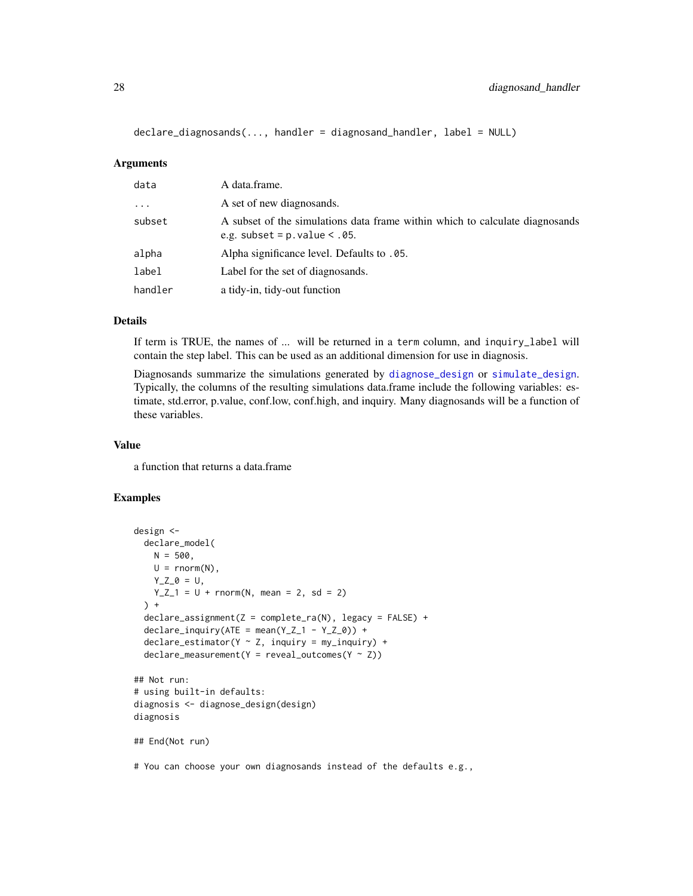```
declare_diagnosands(..., handler = diagnosand_handler, label = NULL)
```

### Arguments

| | |
|---|---|
| `data` | A data.frame. |
| `...` | A set of new diagnosands. |
| `subset` | A subset of the simulations data frame within which to calculate diagnosands e.g. `subset = p.value < .05`. |
| `alpha` | Alpha significance level. Defaults to `.05`. |
| `label` | Label for the set of diagnosands. |
| `handler` | a tidy-in, tidy-out function |

### Details

If term is TRUE, the names of ... will be returned in a `term` column, and `inquiry_label` will contain the step label. This can be used as an additional dimension for use in diagnosis.

Diagnosands summarize the simulations generated by `diagnose_design` or `simulate_design`. Typically, the columns of the resulting simulations data.frame include the following variables: estimate, std.error, p.value, conf.low, conf.high, and inquiry. Many diagnosands will be a function of these variables.

### Value

a function that returns a data.frame

### Examples

```
design <-
  declare_model(
    N = 500,
    U = rnorm(N),
    Y_Z_0 = U,
    Y_Z_1 = U + rnorm(N, mean = 2, sd = 2)
  ) +
  declare_assignment(Z = complete_ra(N), legacy = FALSE) +
  declare_inquiry(ATE = mean(Y_Z_1 - Y_Z_0)) +
  declare_estimator(Y ~ Z, inquiry = my_inquiry) +
  declare_measurement(Y = reveal_outcomes(Y ~ Z))

## Not run:
# using built-in defaults:
diagnosis <- diagnose_design(design)
diagnosis

## End(Not run)

# You can choose your own diagnosands instead of the defaults e.g.,
```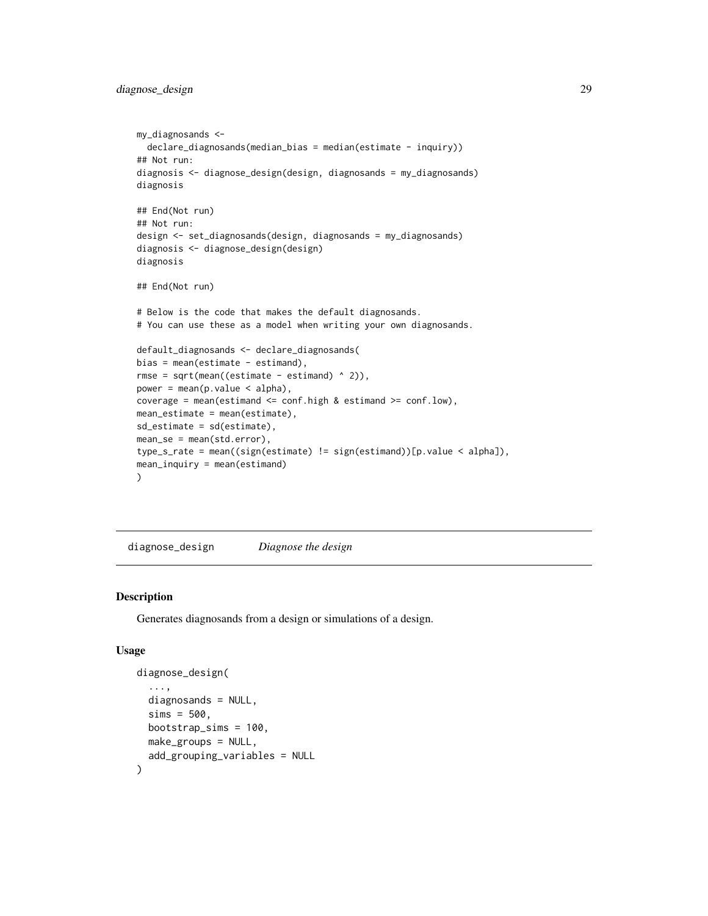```
my_diagnosands <-
  declare_diagnosands(median_bias = median(estimate - inquiry))
## Not run:
diagnosis <- diagnose_design(design, diagnosands = my_diagnosands)
diagnosis

## End(Not run)
## Not run:
design <- set_diagnosands(design, diagnosands = my_diagnosands)
diagnosis <- diagnose_design(design)
diagnosis

## End(Not run)

# Below is the code that makes the default diagnosands.
# You can use these as a model when writing your own diagnosands.

default_diagnosands <- declare_diagnosands(
bias = mean(estimate - estimand),
rmse = sqrt(mean((estimate - estimand) ^ 2)),
power = mean(p.value < alpha),
coverage = mean(estimand <= conf.high & estimand >= conf.low),
mean_estimate = mean(estimate),
sd_estimate = sd(estimate),
mean_se = mean(std.error),
type_s_rate = mean((sign(estimate) != sign(estimand))[p.value < alpha]),
mean_inquiry = mean(estimand)
)
```

---

## diagnose_design &nbsp;&nbsp;&nbsp; *Diagnose the design*

---

### Description

Generates diagnosands from a design or simulations of a design.

### Usage

```
diagnose_design(
  ...,
  diagnosands = NULL,
  sims = 500,
  bootstrap_sims = 100,
  make_groups = NULL,
  add_grouping_variables = NULL
)
```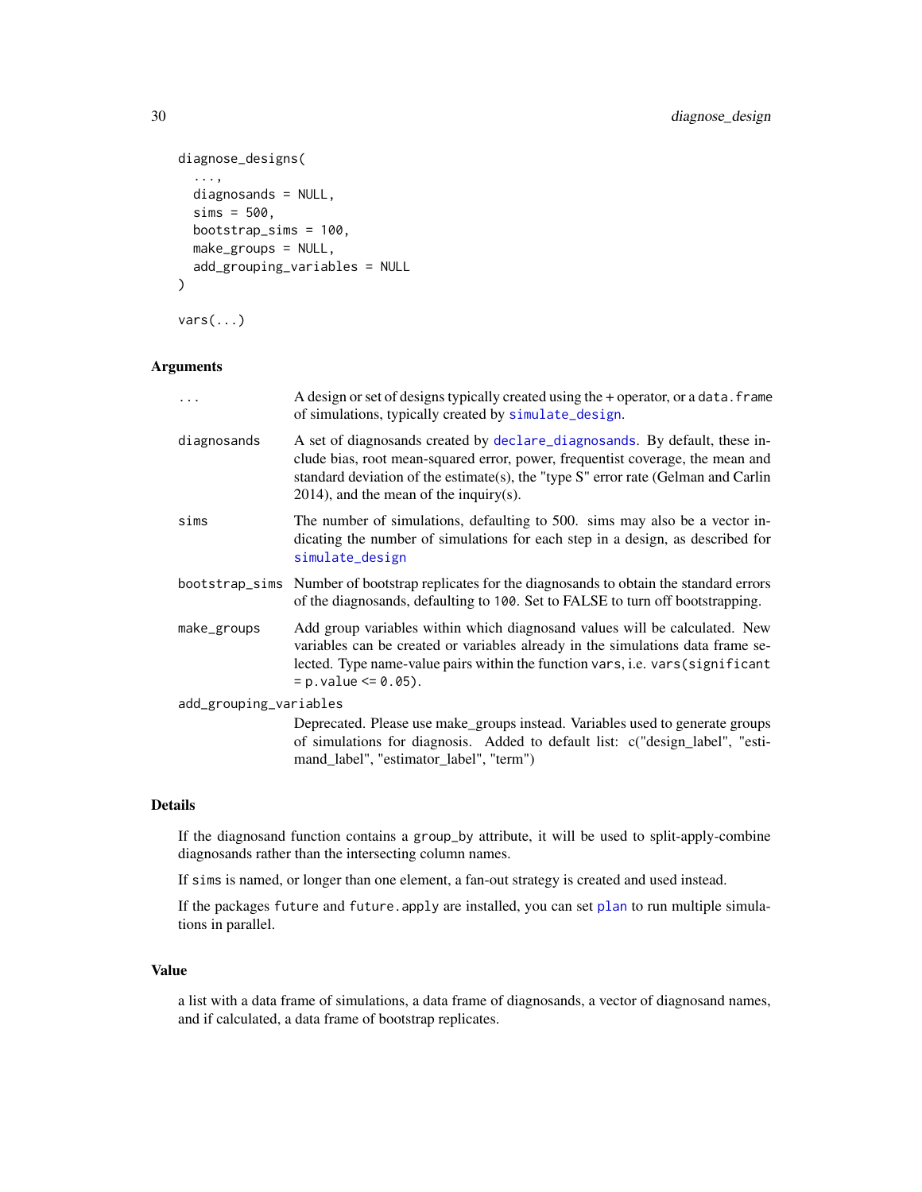```
diagnose_designs(
  ...,
  diagnosands = NULL,
  sims = 500,
  bootstrap_sims = 100,
  make_groups = NULL,
  add_grouping_variables = NULL
)

vars(...)
```

### Arguments

| | |
|---|---|
| `...` | A design or set of designs typically created using the + operator, or a `data.frame` of simulations, typically created by `simulate_design`. |
| `diagnosands` | A set of diagnosands created by `declare_diagnosands`. By default, these include bias, root mean-squared error, power, frequentist coverage, the mean and standard deviation of the estimate(s), the "type S" error rate (Gelman and Carlin 2014), and the mean of the inquiry(s). |
| `sims` | The number of simulations, defaulting to 500. sims may also be a vector indicating the number of simulations for each step in a design, as described for `simulate_design` |
| `bootstrap_sims` | Number of bootstrap replicates for the diagnosands to obtain the standard errors of the diagnosands, defaulting to `100`. Set to FALSE to turn off bootstrapping. |
| `make_groups` | Add group variables within which diagnosand values will be calculated. New variables can be created or variables already in the simulations data frame selected. Type name-value pairs within the function `vars`, i.e. `vars(significant = p.value <= 0.05)`. |
| `add_grouping_variables` | Deprecated. Please use make_groups instead. Variables used to generate groups of simulations for diagnosis. Added to default list: c("design_label", "estimand_label", "estimator_label", "term") |

### Details

If the diagnosand function contains a `group_by` attribute, it will be used to split-apply-combine diagnosands rather than the intersecting column names.

If `sims` is named, or longer than one element, a fan-out strategy is created and used instead.

If the packages `future` and `future.apply` are installed, you can set `plan` to run multiple simulations in parallel.

### Value

a list with a data frame of simulations, a data frame of diagnosands, a vector of diagnosand names, and if calculated, a data frame of bootstrap replicates.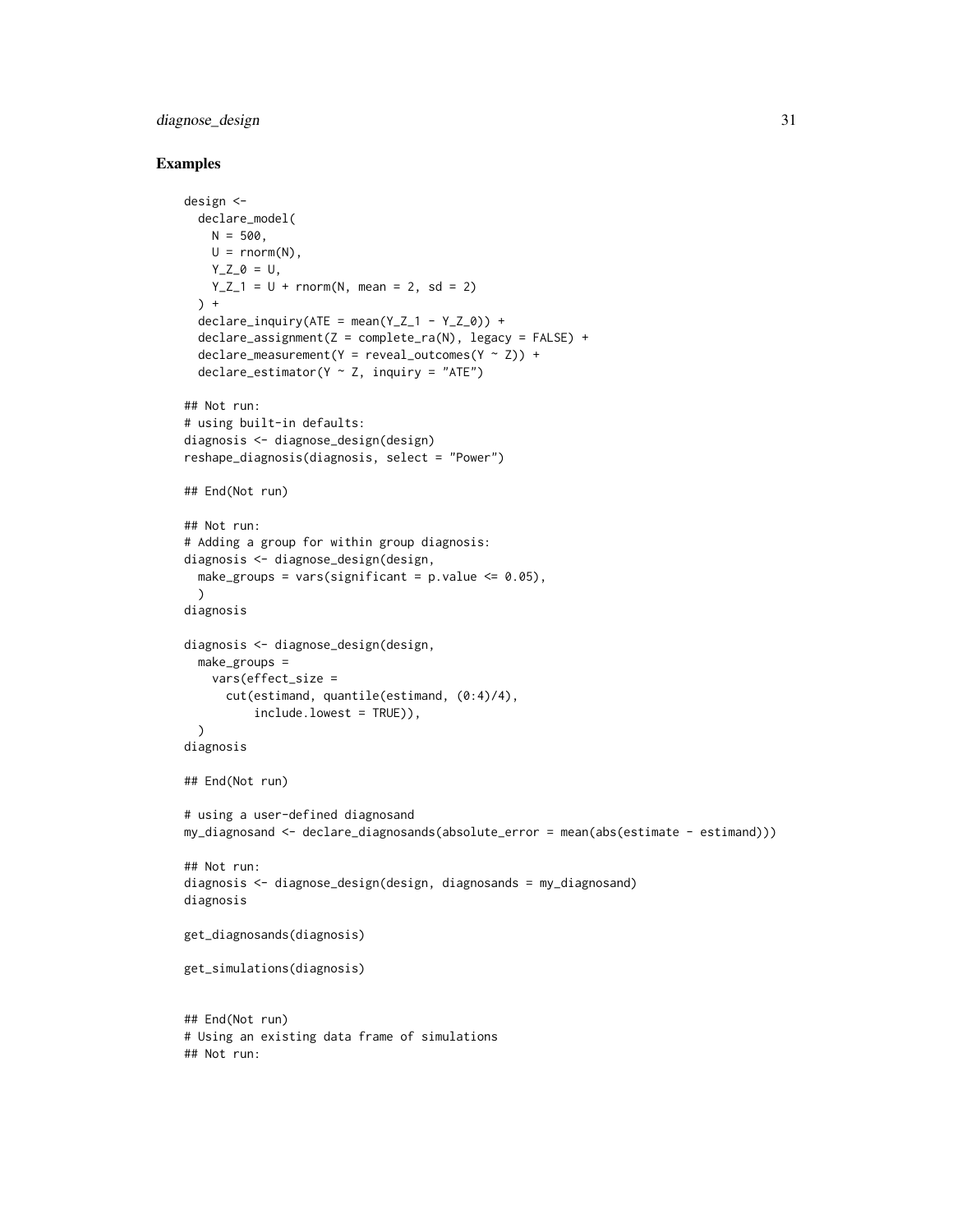## Examples

```
design <-
  declare_model(
    N = 500,
    U = rnorm(N),
    Y_Z_0 = U,
    Y_Z_1 = U + rnorm(N, mean = 2, sd = 2)
  ) +
  declare_inquiry(ATE = mean(Y_Z_1 - Y_Z_0)) +
  declare_assignment(Z = complete_ra(N), legacy = FALSE) +
  declare_measurement(Y = reveal_outcomes(Y ~ Z)) +
  declare_estimator(Y ~ Z, inquiry = "ATE")

## Not run:
# using built-in defaults:
diagnosis <- diagnose_design(design)
reshape_diagnosis(diagnosis, select = "Power")

## End(Not run)

## Not run:
# Adding a group for within group diagnosis:
diagnosis <- diagnose_design(design,
  make_groups = vars(significant = p.value <= 0.05),
  )
diagnosis

diagnosis <- diagnose_design(design,
  make_groups =
    vars(effect_size =
      cut(estimand, quantile(estimand, (0:4)/4),
          include.lowest = TRUE)),
  )
diagnosis

## End(Not run)

# using a user-defined diagnosand
my_diagnosand <- declare_diagnosands(absolute_error = mean(abs(estimate - estimand)))

## Not run:
diagnosis <- diagnose_design(design, diagnosands = my_diagnosand)
diagnosis

get_diagnosands(diagnosis)

get_simulations(diagnosis)


## End(Not run)
# Using an existing data frame of simulations
## Not run:
```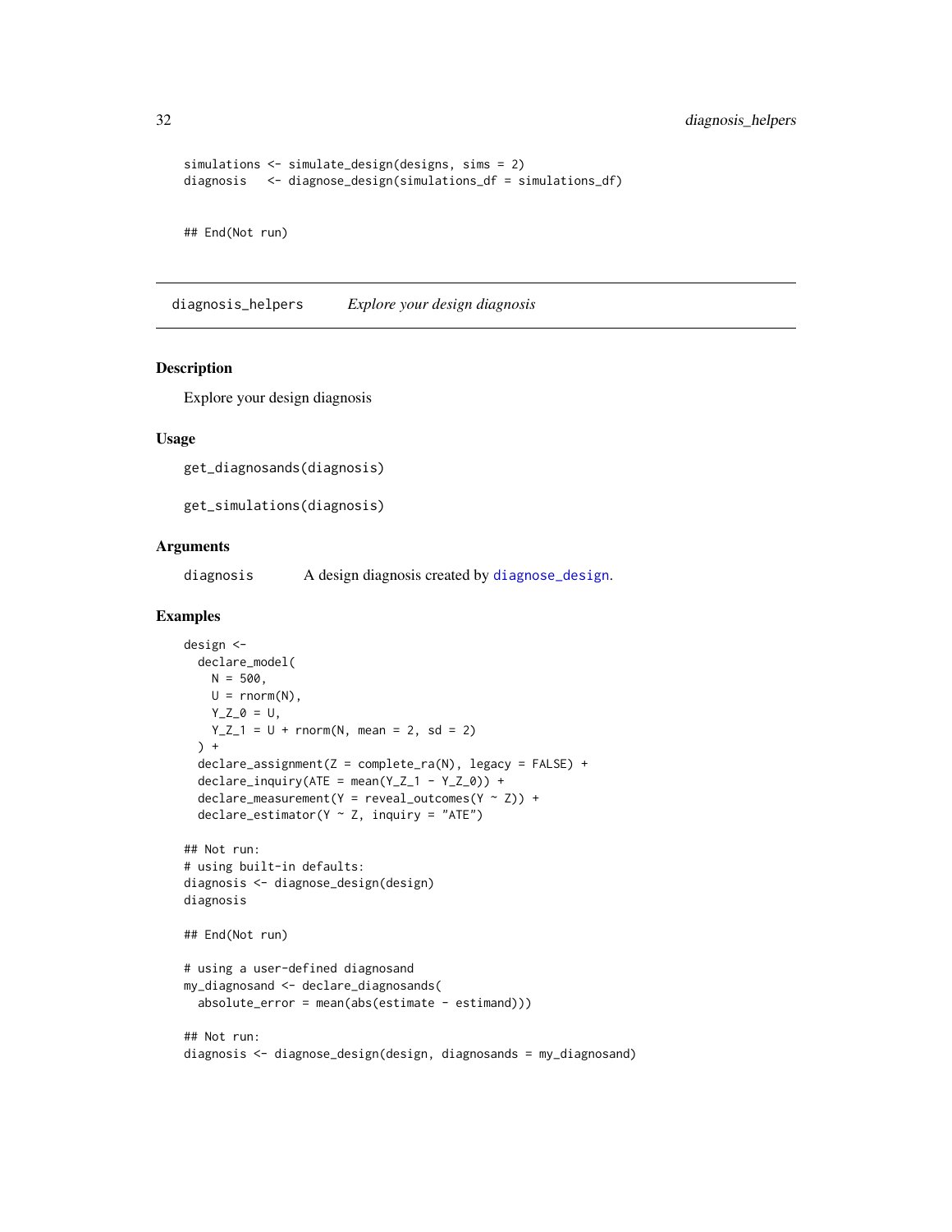```
simulations <- simulate_design(designs, sims = 2)
diagnosis   <- diagnose_design(simulations_df = simulations_df)

## End(Not run)
```

## diagnosis_helpers    *Explore your design diagnosis*

### Description

Explore your design diagnosis

### Usage

```
get_diagnosands(diagnosis)

get_simulations(diagnosis)
```

### Arguments

| | |
|---|---|
| diagnosis | A design diagnosis created by diagnose_design. |

### Examples

```
design <-
  declare_model(
    N = 500,
    U = rnorm(N),
    Y_Z_0 = U,
    Y_Z_1 = U + rnorm(N, mean = 2, sd = 2)
  ) +
  declare_assignment(Z = complete_ra(N), legacy = FALSE) +
  declare_inquiry(ATE = mean(Y_Z_1 - Y_Z_0)) +
  declare_measurement(Y = reveal_outcomes(Y ~ Z)) +
  declare_estimator(Y ~ Z, inquiry = "ATE")

## Not run:
# using built-in defaults:
diagnosis <- diagnose_design(design)
diagnosis

## End(Not run)

# using a user-defined diagnosand
my_diagnosand <- declare_diagnosands(
  absolute_error = mean(abs(estimate - estimand)))

## Not run:
diagnosis <- diagnose_design(design, diagnosands = my_diagnosand)
```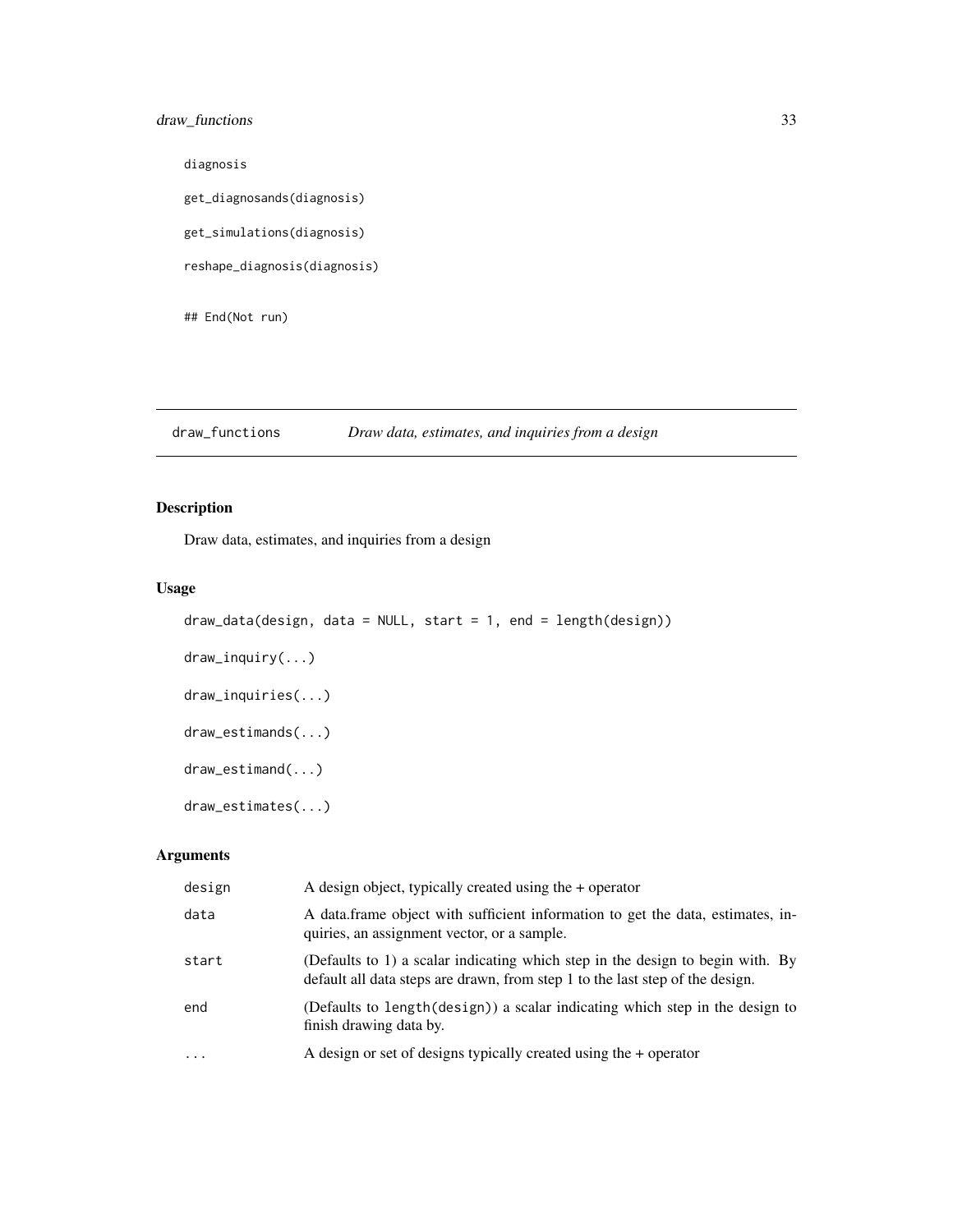```
diagnosis

get_diagnosands(diagnosis)

get_simulations(diagnosis)

reshape_diagnosis(diagnosis)

## End(Not run)
```

## draw_functions — *Draw data, estimates, and inquiries from a design*

### Description

Draw data, estimates, and inquiries from a design

### Usage

```
draw_data(design, data = NULL, start = 1, end = length(design))

draw_inquiry(...)

draw_inquiries(...)

draw_estimands(...)

draw_estimand(...)

draw_estimates(...)
```

### Arguments

| | |
|---|---|
| design | A design object, typically created using the + operator |
| data | A data.frame object with sufficient information to get the data, estimates, inquiries, an assignment vector, or a sample. |
| start | (Defaults to 1) a scalar indicating which step in the design to begin with. By default all data steps are drawn, from step 1 to the last step of the design. |
| end | (Defaults to `length(design)`) a scalar indicating which step in the design to finish drawing data by. |
| ... | A design or set of designs typically created using the + operator |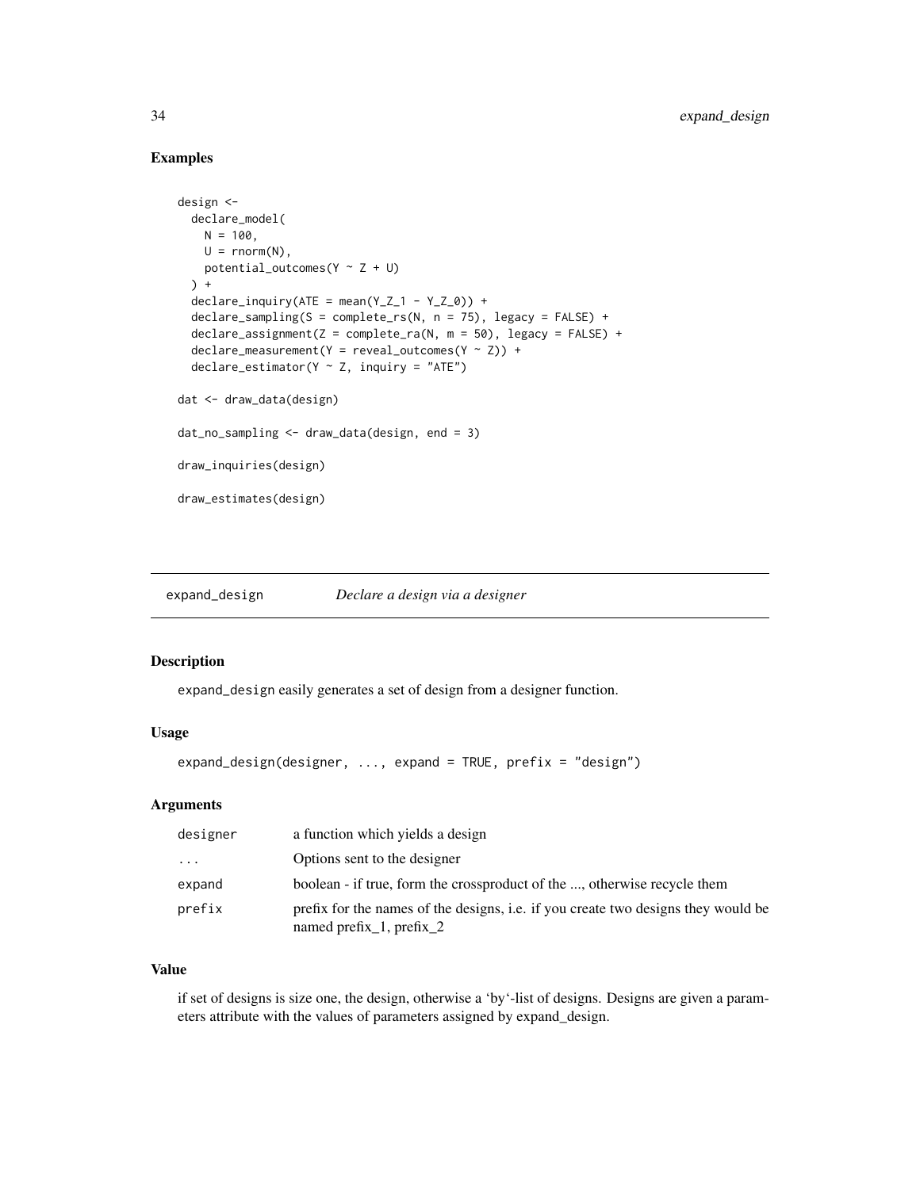## Examples

```
design <-
  declare_model(
    N = 100,
    U = rnorm(N),
    potential_outcomes(Y ~ Z + U)
  ) +
  declare_inquiry(ATE = mean(Y_Z_1 - Y_Z_0)) +
  declare_sampling(S = complete_rs(N, n = 75), legacy = FALSE) +
  declare_assignment(Z = complete_ra(N, m = 50), legacy = FALSE) +
  declare_measurement(Y = reveal_outcomes(Y ~ Z)) +
  declare_estimator(Y ~ Z, inquiry = "ATE")

dat <- draw_data(design)

dat_no_sampling <- draw_data(design, end = 3)

draw_inquiries(design)

draw_estimates(design)
```

---

# expand_design *Declare a design via a designer*

## Description

`expand_design` easily generates a set of design from a designer function.

## Usage

```
expand_design(designer, ..., expand = TRUE, prefix = "design")
```

## Arguments

| | |
|---|---|
| designer | a function which yields a design |
| ... | Options sent to the designer |
| expand | boolean - if true, form the crossproduct of the ..., otherwise recycle them |
| prefix | prefix for the names of the designs, i.e. if you create two designs they would be named prefix_1, prefix_2 |

## Value

if set of designs is size one, the design, otherwise a 'by'-list of designs. Designs are given a parameters attribute with the values of parameters assigned by expand_design.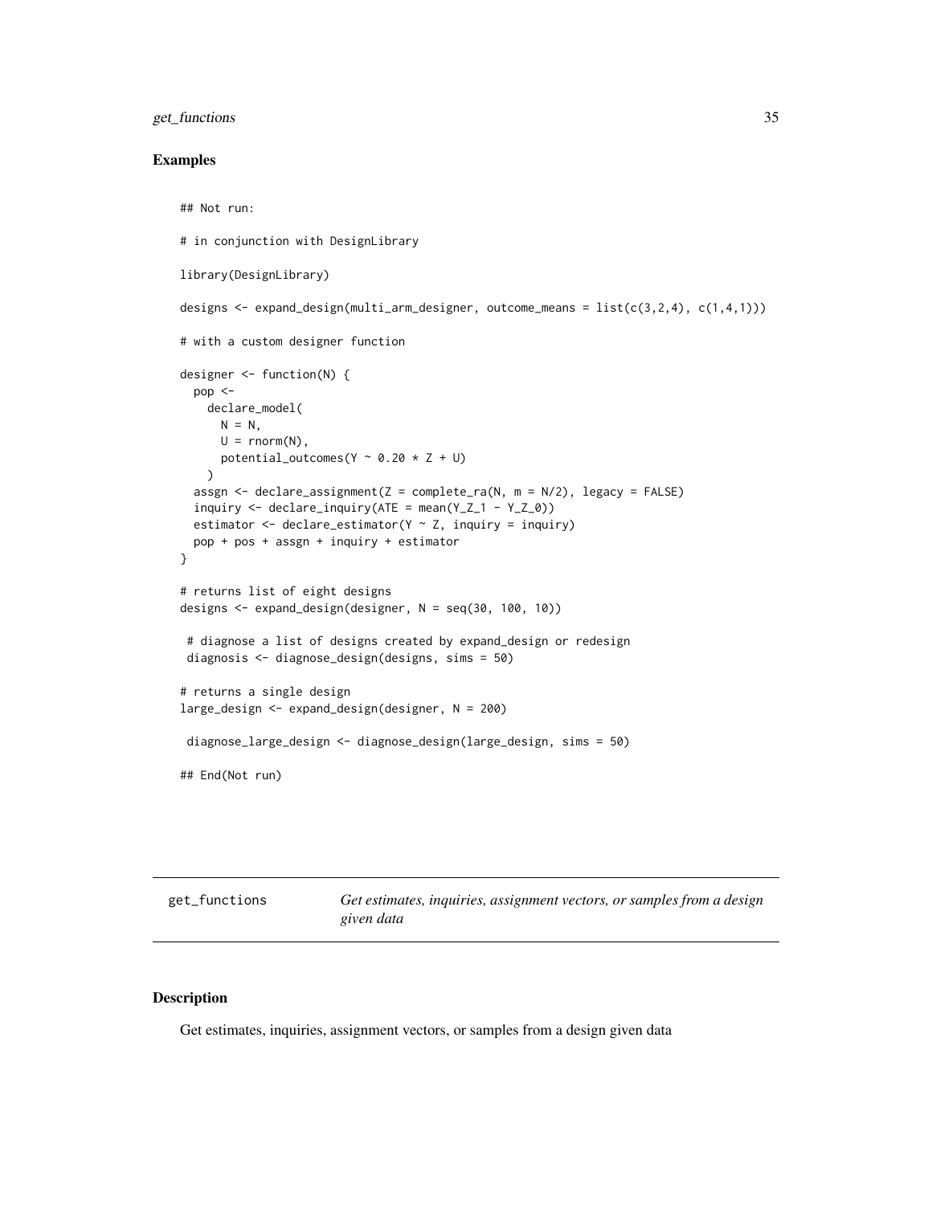## Examples

```
## Not run:

# in conjunction with DesignLibrary

library(DesignLibrary)

designs <- expand_design(multi_arm_designer, outcome_means = list(c(3,2,4), c(1,4,1)))

# with a custom designer function

designer <- function(N) {
  pop <-
    declare_model(
      N = N,
      U = rnorm(N),
      potential_outcomes(Y ~ 0.20 * Z + U)
    )
  assgn <- declare_assignment(Z = complete_ra(N, m = N/2), legacy = FALSE)
  inquiry <- declare_inquiry(ATE = mean(Y_Z_1 - Y_Z_0))
  estimator <- declare_estimator(Y ~ Z, inquiry = inquiry)
  pop + pos + assgn + inquiry + estimator
}

# returns list of eight designs
designs <- expand_design(designer, N = seq(30, 100, 10))

 # diagnose a list of designs created by expand_design or redesign
 diagnosis <- diagnose_design(designs, sims = 50)

# returns a single design
large_design <- expand_design(designer, N = 200)

 diagnose_large_design <- diagnose_design(large_design, sims = 50)

## End(Not run)
```

---

# get_functions — *Get estimates, inquiries, assignment vectors, or samples from a design given data*

## Description

Get estimates, inquiries, assignment vectors, or samples from a design given data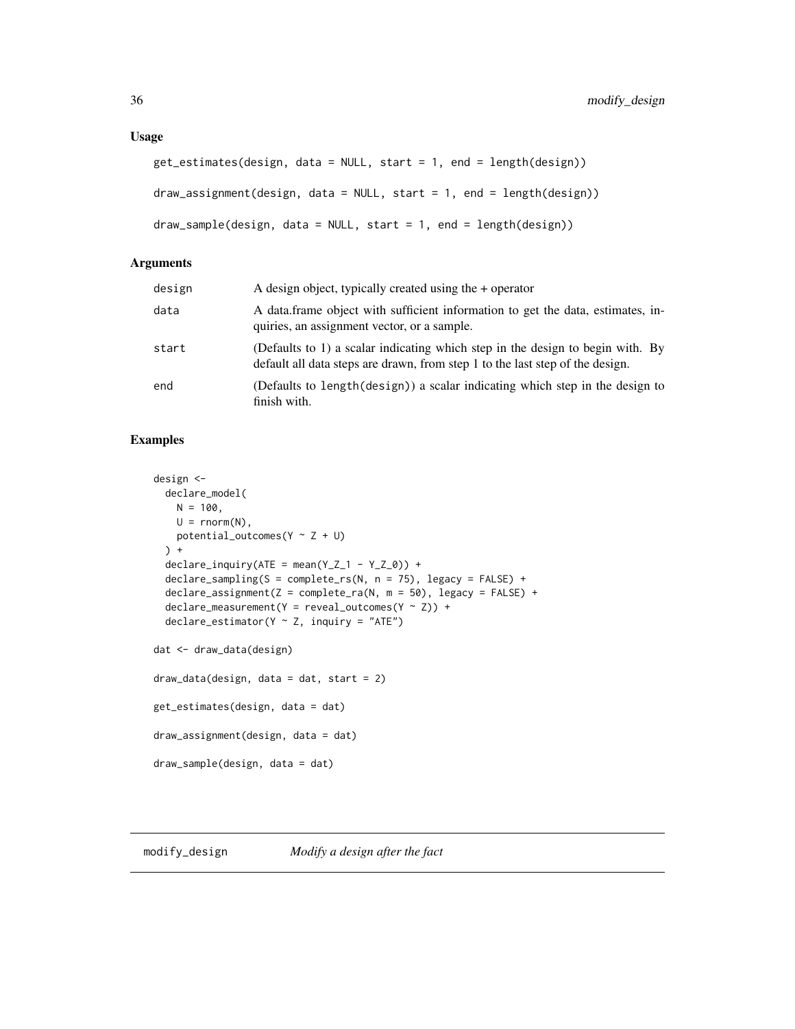## Usage

```
get_estimates(design, data = NULL, start = 1, end = length(design))

draw_assignment(design, data = NULL, start = 1, end = length(design))

draw_sample(design, data = NULL, start = 1, end = length(design))
```

## Arguments

| | |
|---|---|
| design | A design object, typically created using the + operator |
| data | A data.frame object with sufficient information to get the data, estimates, inquiries, an assignment vector, or a sample. |
| start | (Defaults to 1) a scalar indicating which step in the design to begin with. By default all data steps are drawn, from step 1 to the last step of the design. |
| end | (Defaults to length(design)) a scalar indicating which step in the design to finish with. |

## Examples

```
design <-
  declare_model(
    N = 100,
    U = rnorm(N),
    potential_outcomes(Y ~ Z + U)
  ) +
  declare_inquiry(ATE = mean(Y_Z_1 - Y_Z_0)) +
  declare_sampling(S = complete_rs(N, n = 75), legacy = FALSE) +
  declare_assignment(Z = complete_ra(N, m = 50), legacy = FALSE) +
  declare_measurement(Y = reveal_outcomes(Y ~ Z)) +
  declare_estimator(Y ~ Z, inquiry = "ATE")

dat <- draw_data(design)

draw_data(design, data = dat, start = 2)

get_estimates(design, data = dat)

draw_assignment(design, data = dat)

draw_sample(design, data = dat)
```

---

# modify_design *Modify a design after the fact*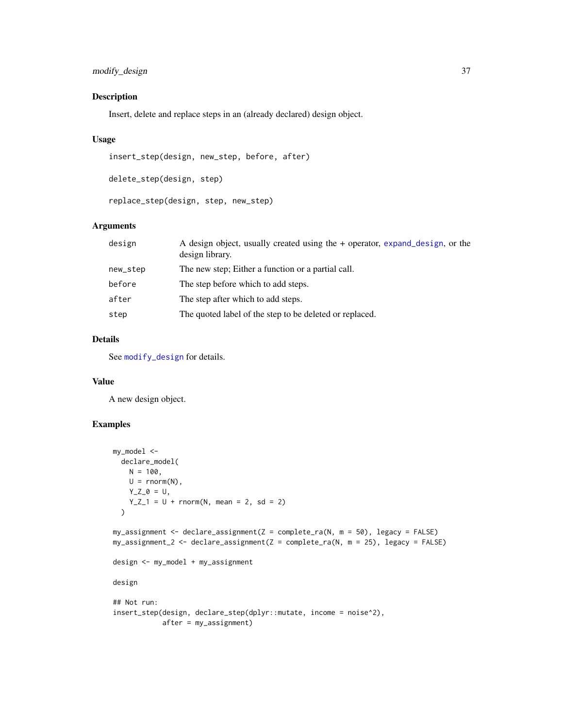### Description

Insert, delete and replace steps in an (already declared) design object.

### Usage

```
insert_step(design, new_step, before, after)

delete_step(design, step)

replace_step(design, step, new_step)
```

### Arguments

| | |
|---|---|
| design | A design object, usually created using the + operator, expand_design, or the design library. |
| new_step | The new step; Either a function or a partial call. |
| before | The step before which to add steps. |
| after | The step after which to add steps. |
| step | The quoted label of the step to be deleted or replaced. |

### Details

See modify_design for details.

### Value

A new design object.

### Examples

```
my_model <-
  declare_model(
    N = 100,
    U = rnorm(N),
    Y_Z_0 = U,
    Y_Z_1 = U + rnorm(N, mean = 2, sd = 2)
  )

my_assignment <- declare_assignment(Z = complete_ra(N, m = 50), legacy = FALSE)
my_assignment_2 <- declare_assignment(Z = complete_ra(N, m = 25), legacy = FALSE)

design <- my_model + my_assignment

design

## Not run:
insert_step(design, declare_step(dplyr::mutate, income = noise^2),
            after = my_assignment)
```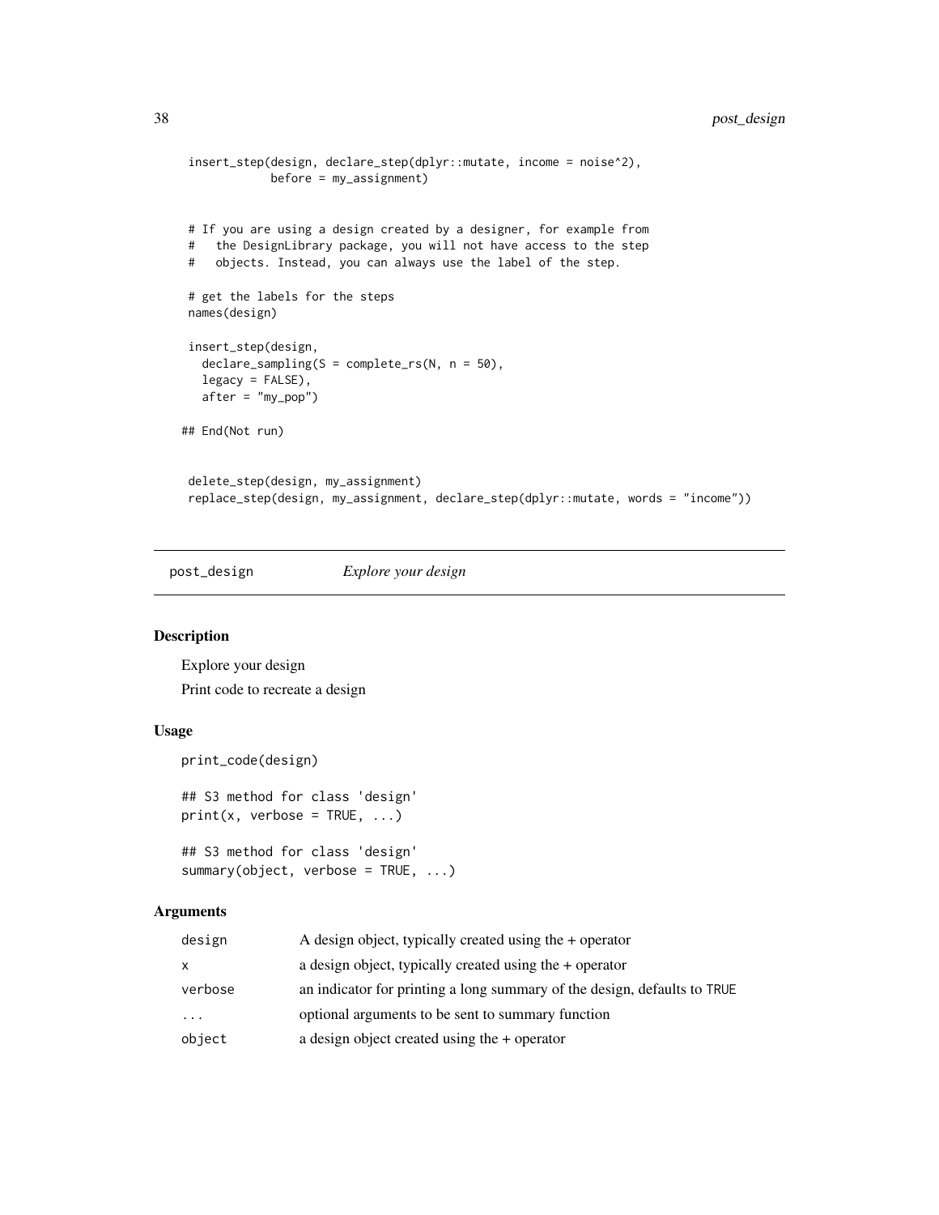```
 insert_step(design, declare_step(dplyr::mutate, income = noise^2),
            before = my_assignment)


 # If you are using a design created by a designer, for example from
 #   the DesignLibrary package, you will not have access to the step
 #   objects. Instead, you can always use the label of the step.

 # get the labels for the steps
 names(design)

 insert_step(design,
   declare_sampling(S = complete_rs(N, n = 50),
   legacy = FALSE),
   after = "my_pop")

## End(Not run)


 delete_step(design, my_assignment)
 replace_step(design, my_assignment, declare_step(dplyr::mutate, words = "income"))
```

## post_design — *Explore your design*

### Description

Explore your design

Print code to recreate a design

### Usage

```
print_code(design)

## S3 method for class 'design'
print(x, verbose = TRUE, ...)

## S3 method for class 'design'
summary(object, verbose = TRUE, ...)
```

### Arguments

| | |
|---|---|
| `design` | A design object, typically created using the + operator |
| `x` | a design object, typically created using the + operator |
| `verbose` | an indicator for printing a long summary of the design, defaults to `TRUE` |
| `...` | optional arguments to be sent to summary function |
| `object` | a design object created using the + operator |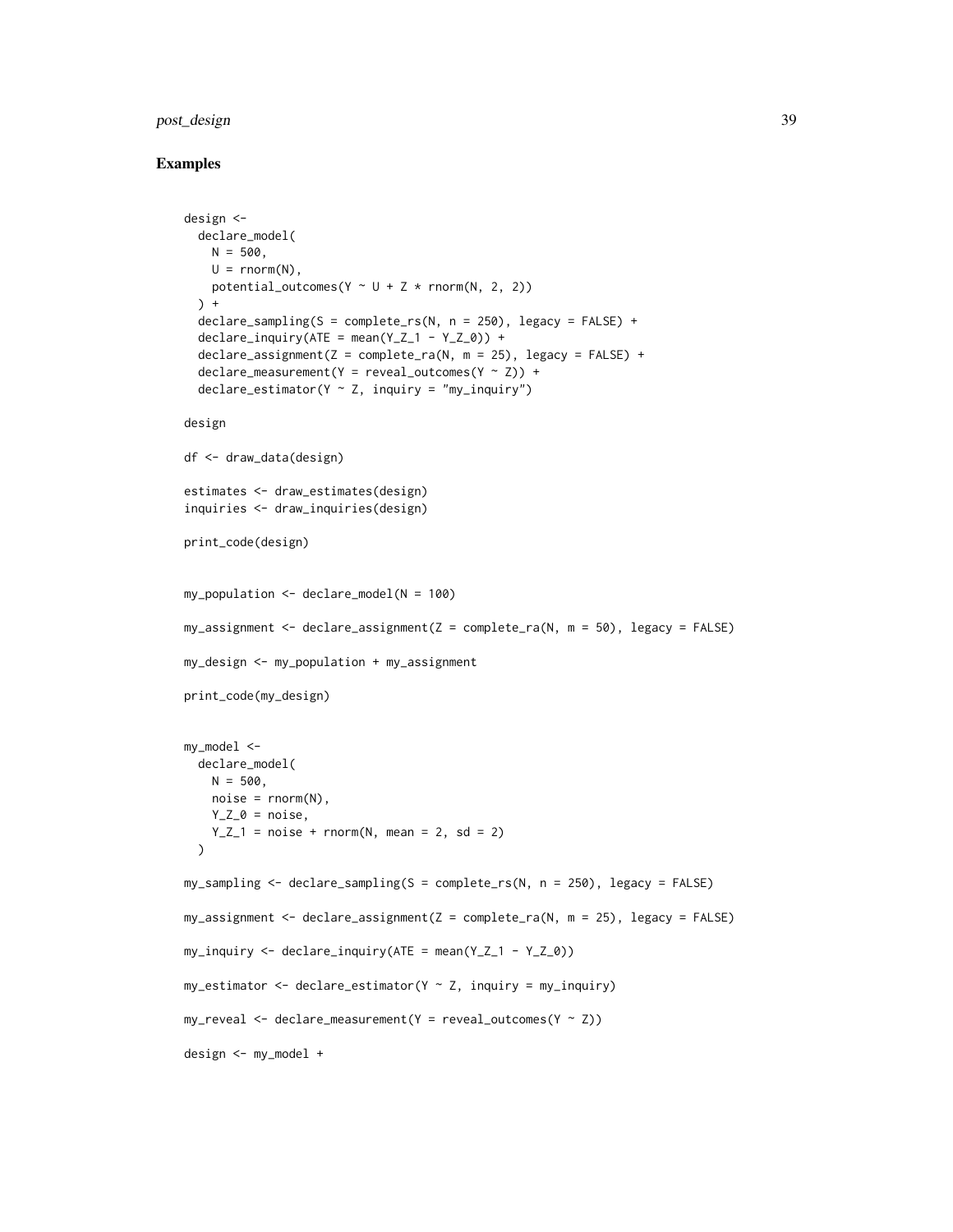## Examples

```
design <-
  declare_model(
    N = 500,
    U = rnorm(N),
    potential_outcomes(Y ~ U + Z * rnorm(N, 2, 2))
  ) +
  declare_sampling(S = complete_rs(N, n = 250), legacy = FALSE) +
  declare_inquiry(ATE = mean(Y_Z_1 - Y_Z_0)) +
  declare_assignment(Z = complete_ra(N, m = 25), legacy = FALSE) +
  declare_measurement(Y = reveal_outcomes(Y ~ Z)) +
  declare_estimator(Y ~ Z, inquiry = "my_inquiry")

design

df <- draw_data(design)

estimates <- draw_estimates(design)
inquiries <- draw_inquiries(design)

print_code(design)


my_population <- declare_model(N = 100)

my_assignment <- declare_assignment(Z = complete_ra(N, m = 50), legacy = FALSE)

my_design <- my_population + my_assignment

print_code(my_design)


my_model <-
  declare_model(
    N = 500,
    noise = rnorm(N),
    Y_Z_0 = noise,
    Y_Z_1 = noise + rnorm(N, mean = 2, sd = 2)
  )

my_sampling <- declare_sampling(S = complete_rs(N, n = 250), legacy = FALSE)

my_assignment <- declare_assignment(Z = complete_ra(N, m = 25), legacy = FALSE)

my_inquiry <- declare_inquiry(ATE = mean(Y_Z_1 - Y_Z_0))

my_estimator <- declare_estimator(Y ~ Z, inquiry = my_inquiry)

my_reveal <- declare_measurement(Y = reveal_outcomes(Y ~ Z))

design <- my_model +
```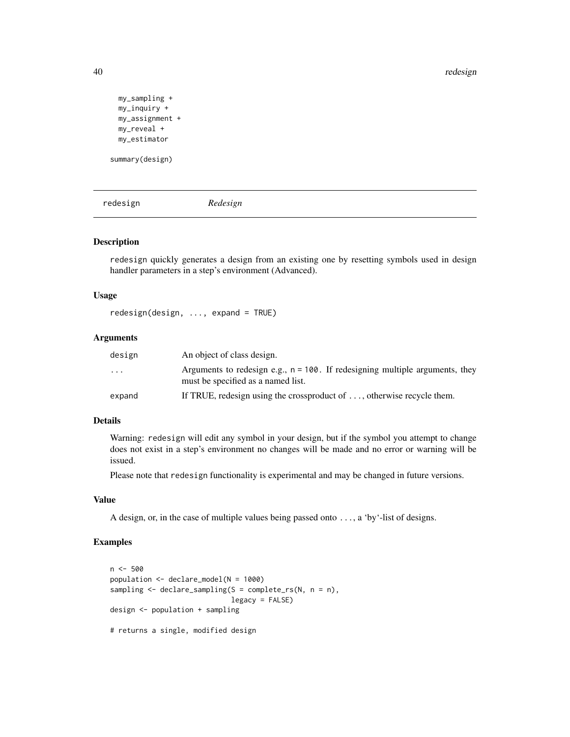```
  my_sampling +
  my_inquiry +
  my_assignment +
  my_reveal +
  my_estimator

summary(design)
```

## redesign *Redesign*

### Description

redesign quickly generates a design from an existing one by resetting symbols used in design handler parameters in a step's environment (Advanced).

### Usage

```
redesign(design, ..., expand = TRUE)
```

### Arguments

| | |
|---|---|
| design | An object of class design. |
| ... | Arguments to redesign e.g., n = 100. If redesigning multiple arguments, they must be specified as a named list. |
| expand | If TRUE, redesign using the crossproduct of ..., otherwise recycle them. |

### Details

Warning: redesign will edit any symbol in your design, but if the symbol you attempt to change does not exist in a step's environment no changes will be made and no error or warning will be issued.

Please note that redesign functionality is experimental and may be changed in future versions.

### Value

A design, or, in the case of multiple values being passed onto ..., a 'by'-list of designs.

### Examples

```
n <- 500
population <- declare_model(N = 1000)
sampling <- declare_sampling(S = complete_rs(N, n = n),
                             legacy = FALSE)
design <- population + sampling

# returns a single, modified design
```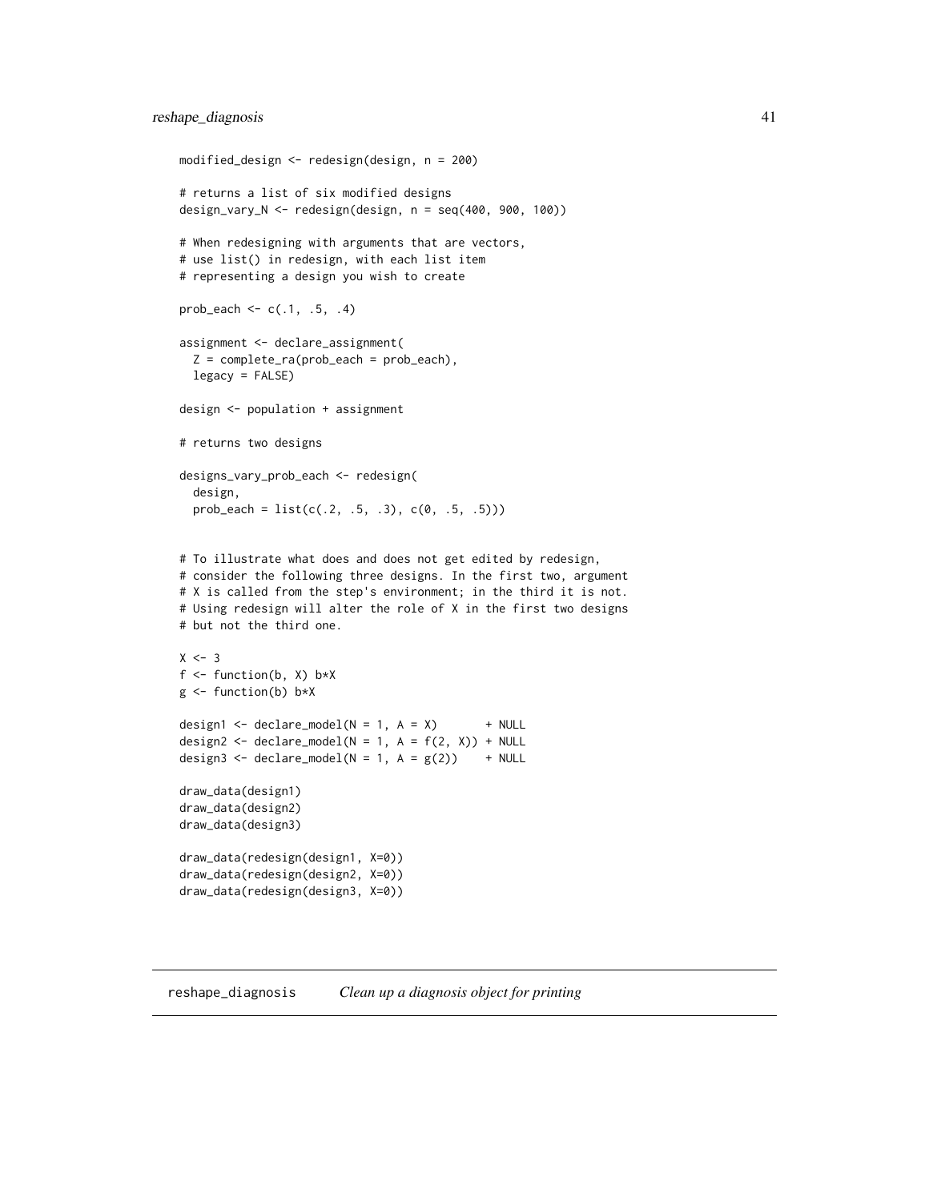```
modified_design <- redesign(design, n = 200)

# returns a list of six modified designs
design_vary_N <- redesign(design, n = seq(400, 900, 100))

# When redesigning with arguments that are vectors,
# use list() in redesign, with each list item
# representing a design you wish to create

prob_each <- c(.1, .5, .4)

assignment <- declare_assignment(
  Z = complete_ra(prob_each = prob_each),
  legacy = FALSE)

design <- population + assignment

# returns two designs

designs_vary_prob_each <- redesign(
  design,
  prob_each = list(c(.2, .5, .3), c(0, .5, .5)))


# To illustrate what does and does not get edited by redesign,
# consider the following three designs. In the first two, argument
# X is called from the step's environment; in the third it is not.
# Using redesign will alter the role of X in the first two designs
# but not the third one.

X <- 3
f <- function(b, X) b*X
g <- function(b) b*X

design1 <- declare_model(N = 1, A = X)       + NULL
design2 <- declare_model(N = 1, A = f(2, X)) + NULL
design3 <- declare_model(N = 1, A = g(2))    + NULL

draw_data(design1)
draw_data(design2)
draw_data(design3)

draw_data(redesign(design1, X=0))
draw_data(redesign(design2, X=0))
draw_data(redesign(design3, X=0))
```

## reshape_diagnosis *Clean up a diagnosis object for printing*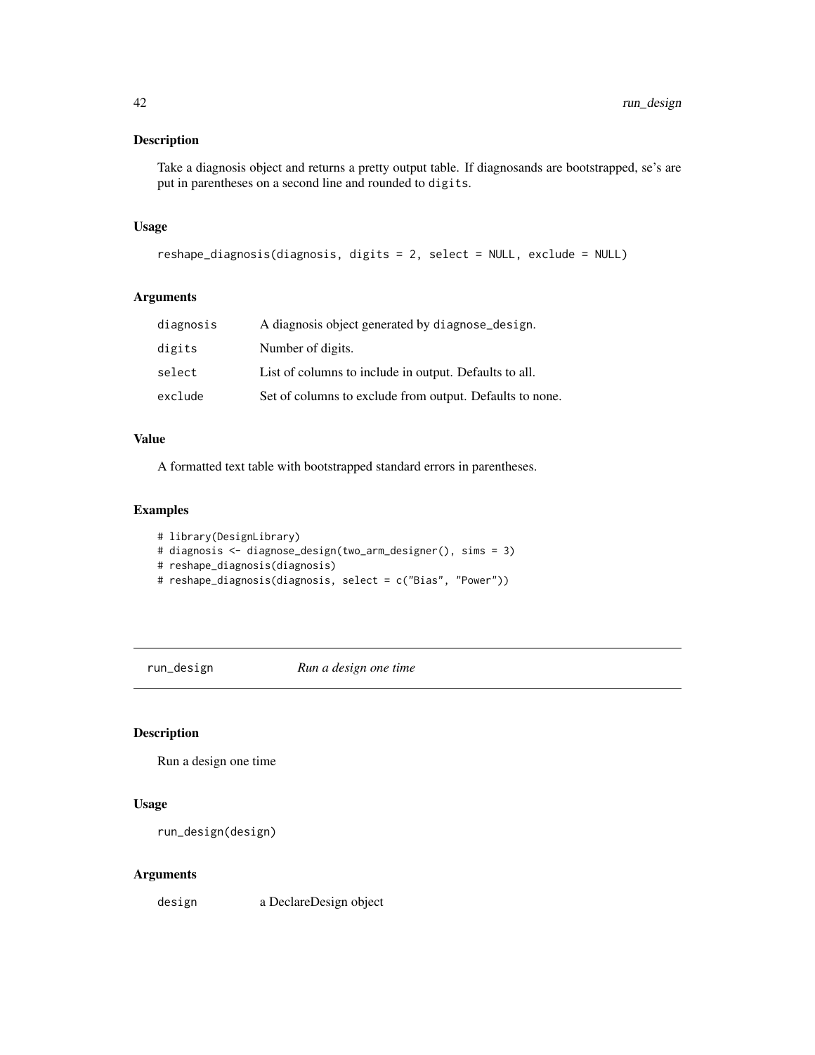## Description

Take a diagnosis object and returns a pretty output table. If diagnosands are bootstrapped, se's are put in parentheses on a second line and rounded to `digits`.

## Usage

```
reshape_diagnosis(diagnosis, digits = 2, select = NULL, exclude = NULL)
```

## Arguments

| | |
|---|---|
| `diagnosis` | A diagnosis object generated by `diagnose_design`. |
| `digits` | Number of digits. |
| `select` | List of columns to include in output. Defaults to all. |
| `exclude` | Set of columns to exclude from output. Defaults to none. |

## Value

A formatted text table with bootstrapped standard errors in parentheses.

## Examples

```
# library(DesignLibrary)
# diagnosis <- diagnose_design(two_arm_designer(), sims = 3)
# reshape_diagnosis(diagnosis)
# reshape_diagnosis(diagnosis, select = c("Bias", "Power"))
```

---

# run_design *Run a design one time*

## Description

Run a design one time

## Usage

```
run_design(design)
```

## Arguments

| | |
|---|---|
| `design` | a DeclareDesign object |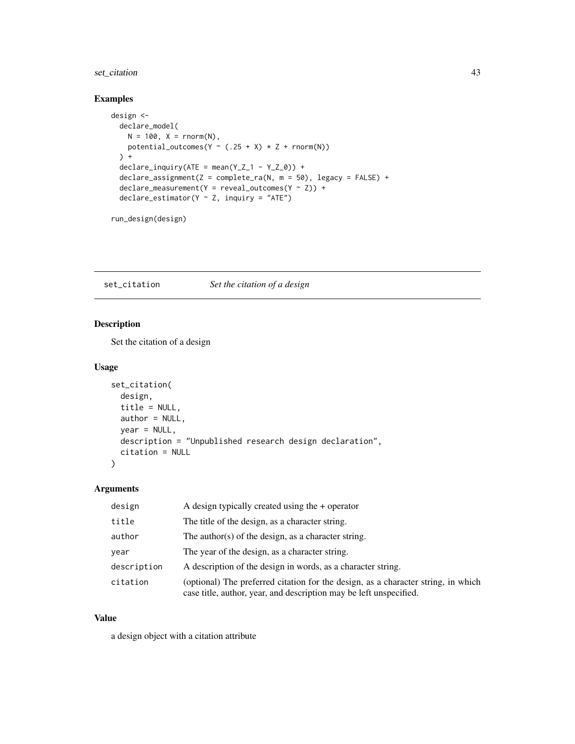## Examples

```
design <-
  declare_model(
    N = 100, X = rnorm(N),
    potential_outcomes(Y ~ (.25 + X) * Z + rnorm(N))
  ) +
  declare_inquiry(ATE = mean(Y_Z_1 - Y_Z_0)) +
  declare_assignment(Z = complete_ra(N, m = 50), legacy = FALSE) +
  declare_measurement(Y = reveal_outcomes(Y ~ Z)) +
  declare_estimator(Y ~ Z, inquiry = "ATE")

run_design(design)
```

---

# set_citation *Set the citation of a design*

---

## Description

Set the citation of a design

## Usage

```
set_citation(
  design,
  title = NULL,
  author = NULL,
  year = NULL,
  description = "Unpublished research design declaration",
  citation = NULL
)
```

## Arguments

| | |
|---|---|
| design | A design typically created using the + operator |
| title | The title of the design, as a character string. |
| author | The author(s) of the design, as a character string. |
| year | The year of the design, as a character string. |
| description | A description of the design in words, as a character string. |
| citation | (optional) The preferred citation for the design, as a character string, in which case title, author, year, and description may be left unspecified. |

## Value

a design object with a citation attribute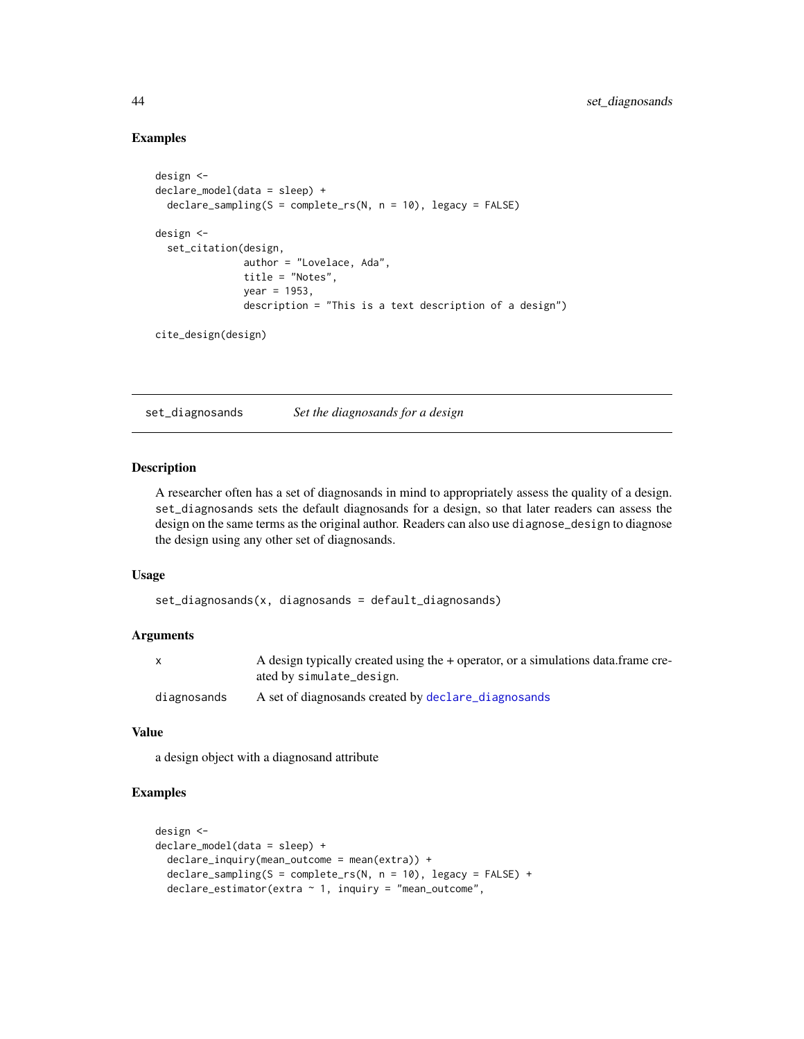### Examples

```
design <-
declare_model(data = sleep) +
  declare_sampling(S = complete_rs(N, n = 10), legacy = FALSE)

design <-
  set_citation(design,
               author = "Lovelace, Ada",
               title = "Notes",
               year = 1953,
               description = "This is a text description of a design")

cite_design(design)
```

---

## set_diagnosands — *Set the diagnosands for a design*

### Description

A researcher often has a set of diagnosands in mind to appropriately assess the quality of a design. `set_diagnosands` sets the default diagnosands for a design, so that later readers can assess the design on the same terms as the original author. Readers can also use `diagnose_design` to diagnose the design using any other set of diagnosands.

### Usage

```
set_diagnosands(x, diagnosands = default_diagnosands)
```

### Arguments

| | |
|---|---|
| x | A design typically created using the + operator, or a simulations data.frame created by `simulate_design`. |
| diagnosands | A set of diagnosands created by `declare_diagnosands` |

### Value

a design object with a diagnosand attribute

### Examples

```
design <-
declare_model(data = sleep) +
  declare_inquiry(mean_outcome = mean(extra)) +
  declare_sampling(S = complete_rs(N, n = 10), legacy = FALSE) +
  declare_estimator(extra ~ 1, inquiry = "mean_outcome",
```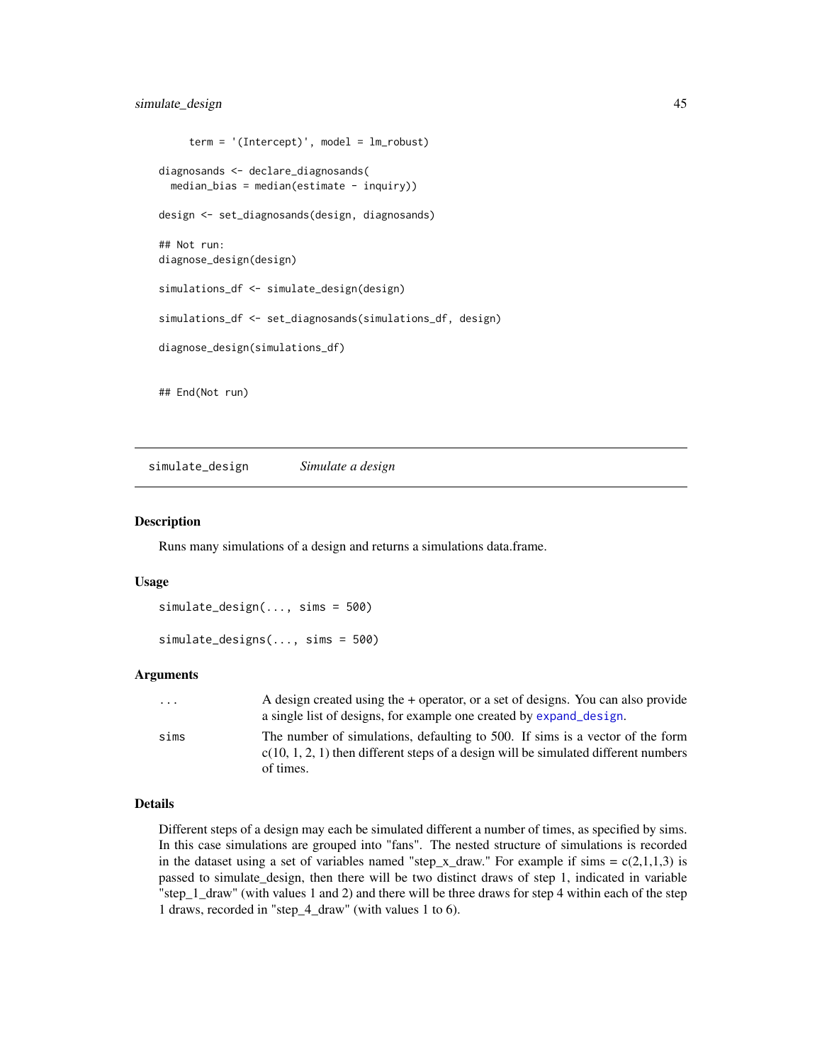```
    term = '(Intercept)', model = lm_robust)

diagnosands <- declare_diagnosands(
  median_bias = median(estimate - inquiry))

design <- set_diagnosands(design, diagnosands)

## Not run:
diagnose_design(design)

simulations_df <- simulate_design(design)

simulations_df <- set_diagnosands(simulations_df, design)

diagnose_design(simulations_df)


## End(Not run)
```

## simulate_design — *Simulate a design*

### Description

Runs many simulations of a design and returns a simulations data.frame.

### Usage

```
simulate_design(..., sims = 500)

simulate_designs(..., sims = 500)
```

### Arguments

| | |
|---|---|
| `...` | A design created using the + operator, or a set of designs. You can also provide a single list of designs, for example one created by `expand_design`. |
| `sims` | The number of simulations, defaulting to 500. If sims is a vector of the form c(10, 1, 2, 1) then different steps of a design will be simulated different numbers of times. |

### Details

Different steps of a design may each be simulated different a number of times, as specified by sims. In this case simulations are grouped into "fans". The nested structure of simulations is recorded in the dataset using a set of variables named "step_x_draw." For example if sims = c(2,1,1,3) is passed to simulate_design, then there will be two distinct draws of step 1, indicated in variable "step_1_draw" (with values 1 and 2) and there will be three draws for step 4 within each of the step 1 draws, recorded in "step_4_draw" (with values 1 to 6).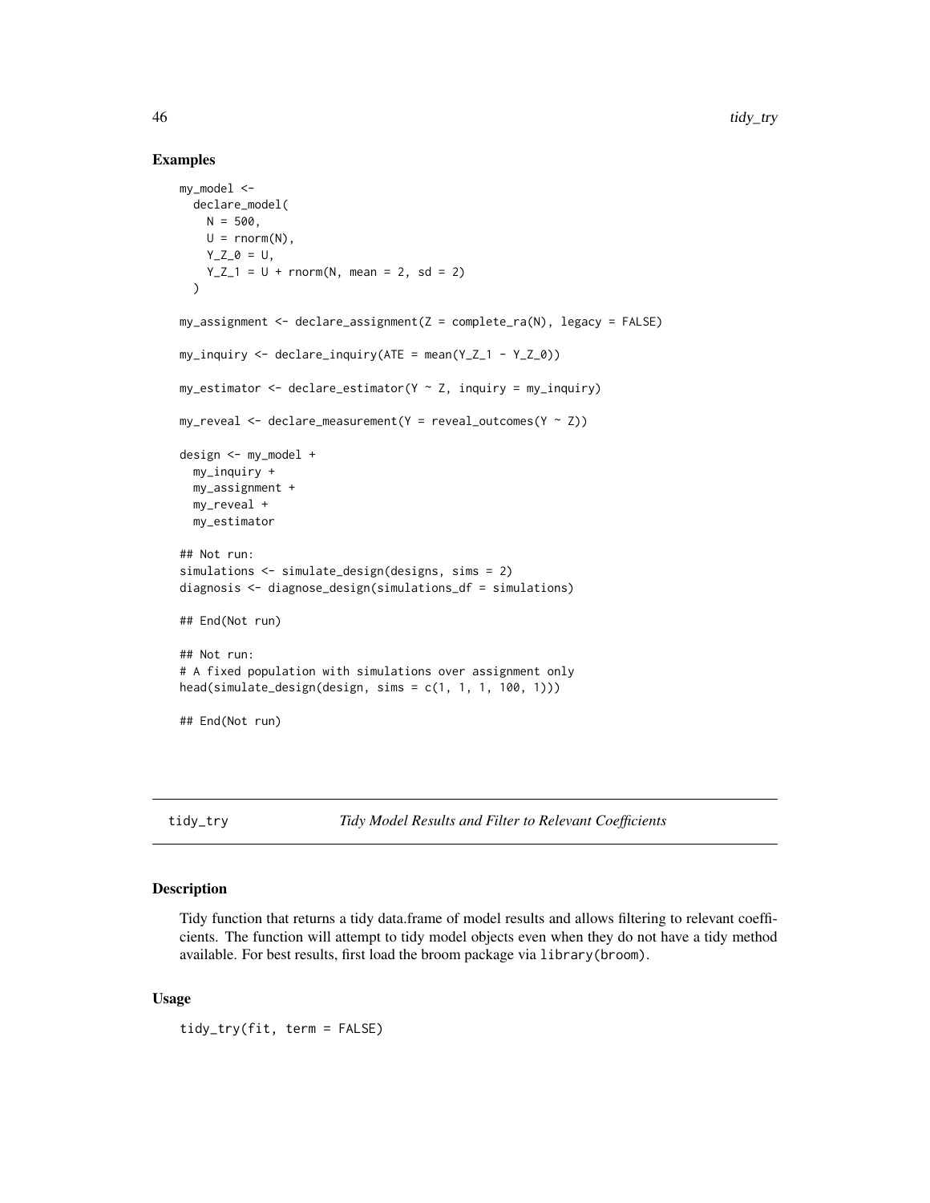## Examples

```
my_model <-
  declare_model(
    N = 500,
    U = rnorm(N),
    Y_Z_0 = U,
    Y_Z_1 = U + rnorm(N, mean = 2, sd = 2)
  )

my_assignment <- declare_assignment(Z = complete_ra(N), legacy = FALSE)

my_inquiry <- declare_inquiry(ATE = mean(Y_Z_1 - Y_Z_0))

my_estimator <- declare_estimator(Y ~ Z, inquiry = my_inquiry)

my_reveal <- declare_measurement(Y = reveal_outcomes(Y ~ Z))

design <- my_model +
  my_inquiry +
  my_assignment +
  my_reveal +
  my_estimator

## Not run:
simulations <- simulate_design(designs, sims = 2)
diagnosis <- diagnose_design(simulations_df = simulations)

## End(Not run)

## Not run:
# A fixed population with simulations over assignment only
head(simulate_design(design, sims = c(1, 1, 1, 100, 1)))

## End(Not run)
```

---

# tidy_try *Tidy Model Results and Filter to Relevant Coefficients*

---

## Description

Tidy function that returns a tidy data.frame of model results and allows filtering to relevant coefficients. The function will attempt to tidy model objects even when they do not have a tidy method available. For best results, first load the broom package via `library(broom)`.

## Usage

```
tidy_try(fit, term = FALSE)
```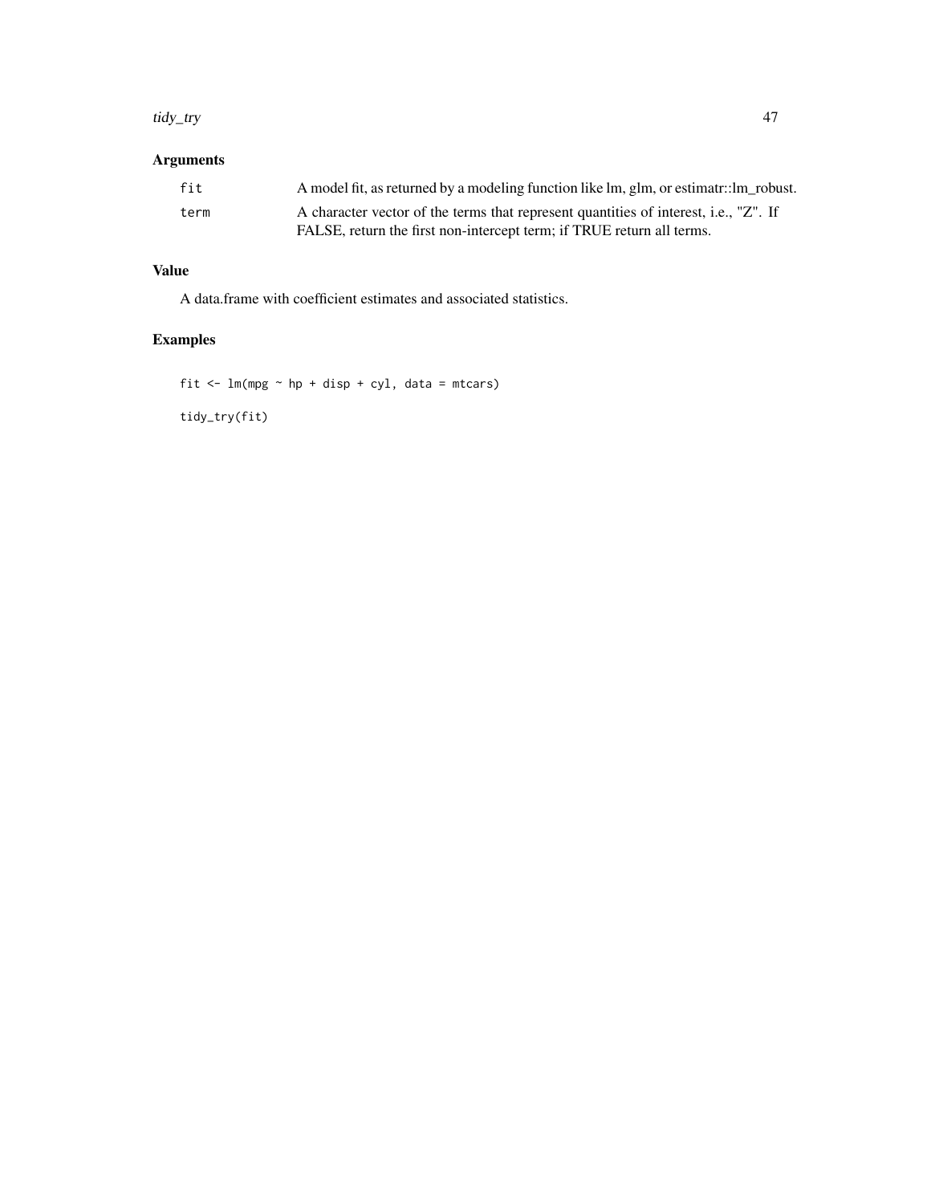## Arguments

| | |
|---|---|
| `fit` | A model fit, as returned by a modeling function like lm, glm, or estimatr::lm_robust. |
| `term` | A character vector of the terms that represent quantities of interest, i.e., "Z". If FALSE, return the first non-intercept term; if TRUE return all terms. |

## Value

A data.frame with coefficient estimates and associated statistics.

## Examples

```
fit <- lm(mpg ~ hp + disp + cyl, data = mtcars)

tidy_try(fit)
```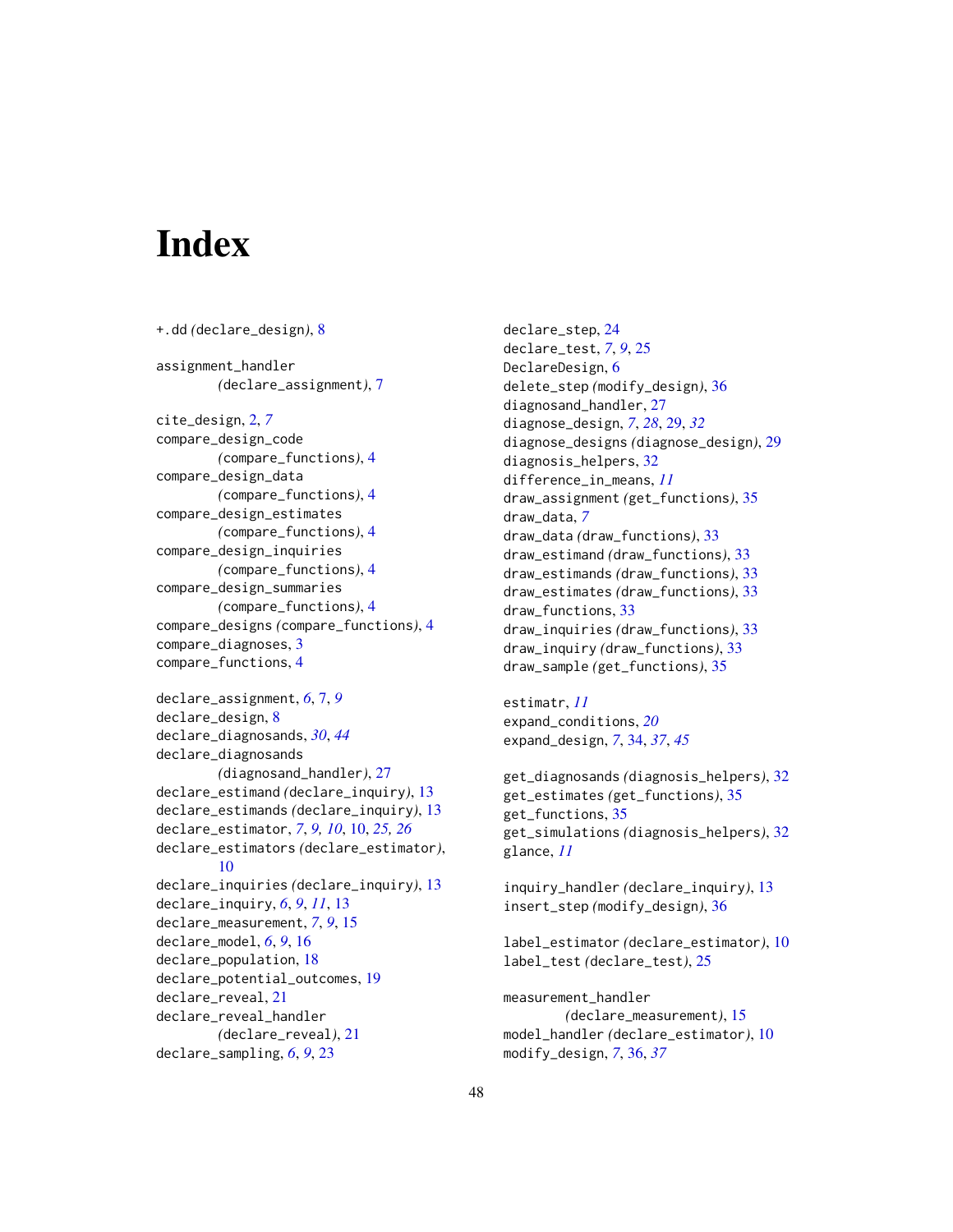# Index

+.dd (declare_design), 8

assignment_handler (declare_assignment), 7

cite_design, 2, *7*
compare_design_code (compare_functions), 4
compare_design_data (compare_functions), 4
compare_design_estimates (compare_functions), 4
compare_design_inquiries (compare_functions), 4
compare_design_summaries (compare_functions), 4
compare_designs (compare_functions), 4
compare_diagnoses, 3
compare_functions, 4

declare_assignment, *6*, 7, *9*
declare_design, 8
declare_diagnosands, *30*, *44*
declare_diagnosands (diagnosand_handler), 27
declare_estimand (declare_inquiry), 13
declare_estimands (declare_inquiry), 13
declare_estimator, *7*, *9*, *10*, 10, *25*, *26*
declare_estimators (declare_estimator), 10
declare_inquiries (declare_inquiry), 13
declare_inquiry, *6*, *9*, *11*, 13
declare_measurement, *7*, *9*, 15
declare_model, *6*, *9*, 16
declare_population, 18
declare_potential_outcomes, 19
declare_reveal, 21
declare_reveal_handler (declare_reveal), 21
declare_sampling, *6*, *9*, 23
declare_step, 24
declare_test, *7*, *9*, 25
DeclareDesign, 6
delete_step (modify_design), 36
diagnosand_handler, 27
diagnose_design, *7*, *28*, 29, *32*
diagnose_designs (diagnose_design), 29
diagnosis_helpers, 32
difference_in_means, *11*
draw_assignment (get_functions), 35
draw_data, *7*
draw_data (draw_functions), 33
draw_estimand (draw_functions), 33
draw_estimands (draw_functions), 33
draw_estimates (draw_functions), 33
draw_functions, 33
draw_inquiries (draw_functions), 33
draw_inquiry (draw_functions), 33
draw_sample (get_functions), 35

estimatr, *11*
expand_conditions, *20*
expand_design, *7*, 34, *37*, *45*

get_diagnosands (diagnosis_helpers), 32
get_estimates (get_functions), 35
get_functions, 35
get_simulations (diagnosis_helpers), 32
glance, *11*

inquiry_handler (declare_inquiry), 13
insert_step (modify_design), 36

label_estimator (declare_estimator), 10
label_test (declare_test), 25

measurement_handler (declare_measurement), 15
model_handler (declare_estimator), 10
modify_design, *7*, 36, *37*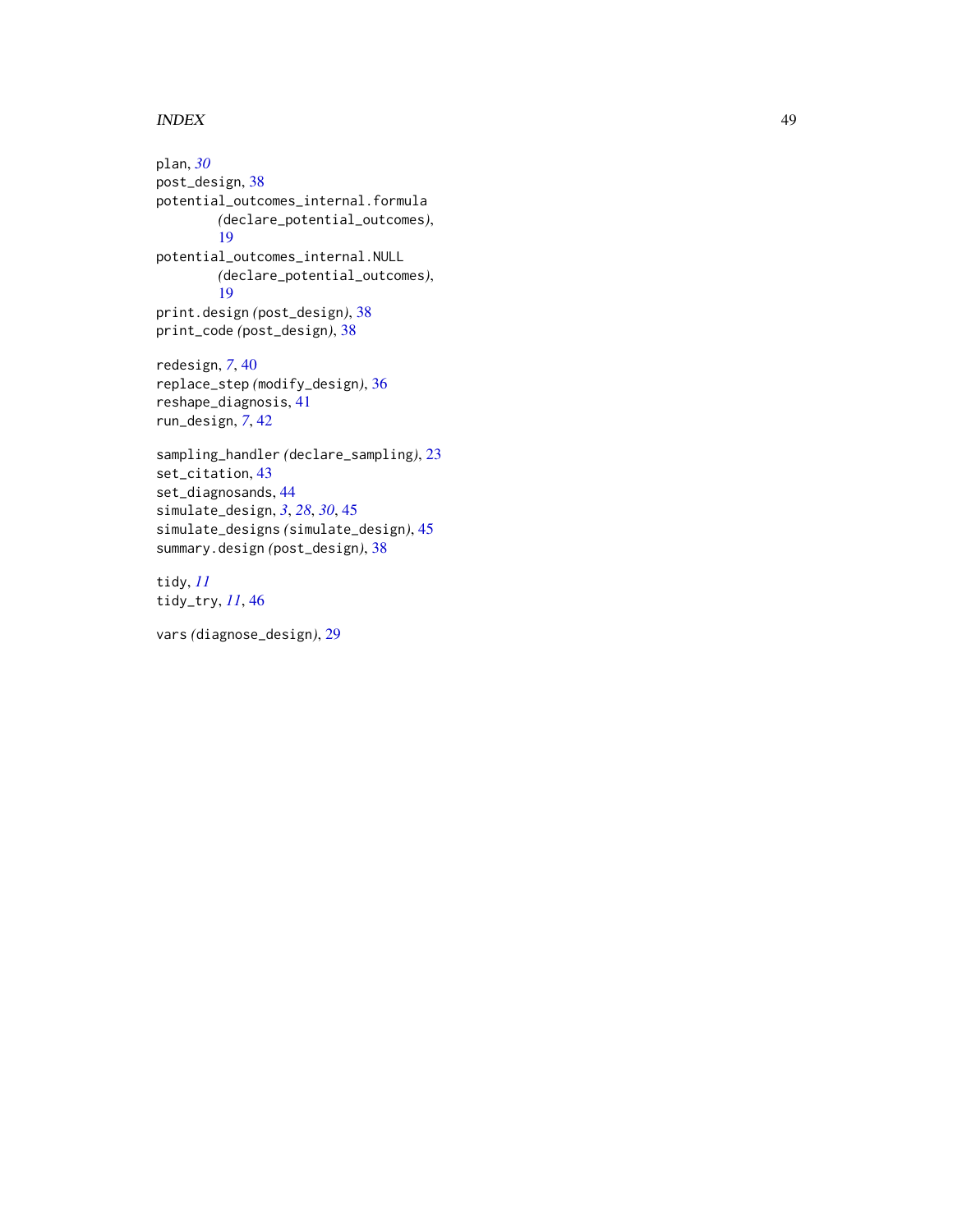plan, *30*
post_design, 38
potential_outcomes_internal.formula
*(*declare_potential_outcomes*)*,
19
potential_outcomes_internal.NULL
*(*declare_potential_outcomes*)*,
19
print.design *(*post_design*)*, 38
print_code *(*post_design*)*, 38

redesign, *7*, 40
replace_step *(*modify_design*)*, 36
reshape_diagnosis, 41
run_design, *7*, 42

sampling_handler *(*declare_sampling*)*, 23
set_citation, 43
set_diagnosands, 44
simulate_design, *3*, *28*, *30*, 45
simulate_designs *(*simulate_design*)*, 45
summary.design *(*post_design*)*, 38

tidy, *11*
tidy_try, *11*, 46

vars *(*diagnose_design*)*, 29